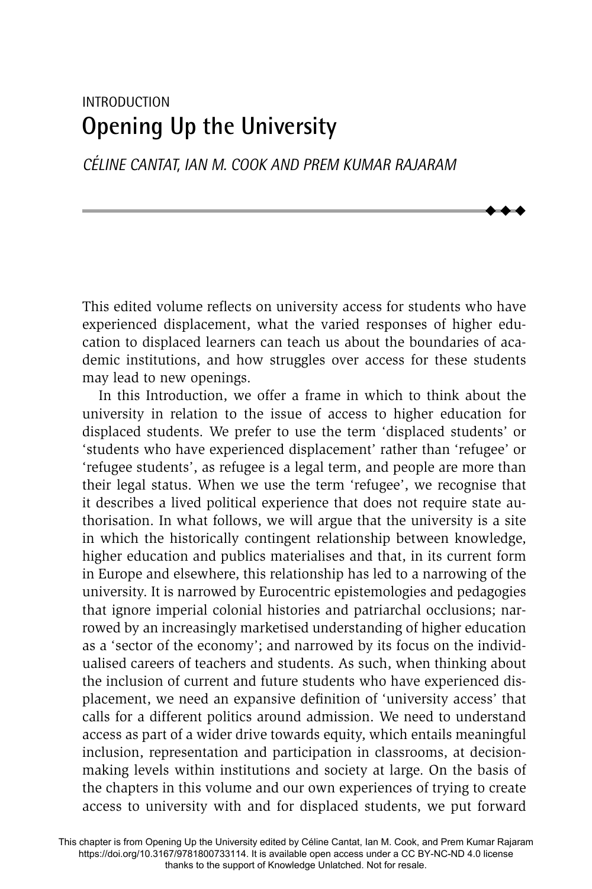INTRODUCTION

# Opening Up the University

*CÉLINE CANTAT, IAN M. COOK AND PREM KUMAR RAJARAM*

This edited volume reflects on university access for students who have experienced displacement, what the varied responses of higher education to displaced learners can teach us about the boundaries of academic institutions, and how struggles over access for these students may lead to new openings.

In this Introduction, we offer a frame in which to think about the university in relation to the issue of access to higher education for displaced students. We prefer to use the term 'displaced students' or 'students who have experienced displacement' rather than 'refugee' or 'refugee students', as refugee is a legal term, and people are more than their legal status. When we use the term 'refugee', we recognise that it describes a lived political experience that does not require state authorisation. In what follows, we will argue that the university is a site in which the historically contingent relationship between knowledge, higher education and publics materialises and that, in its current form in Europe and elsewhere, this relationship has led to a narrowing of the university. It is narrowed by Eurocentric epistemologies and pedagogies that ignore imperial colonial histories and patriarchal occlusions; narrowed by an increasingly marketised understanding of higher education as a 'sector of the economy'; and narrowed by its focus on the individualised careers of teachers and students. As such, when thinking about the inclusion of current and future students who have experienced displacement, we need an expansive definition of 'university access' that calls for a different politics around admission. We need to understand access as part of a wider drive towards equity, which entails meaningful inclusion, representation and participation in classrooms, at decision-making levels within institutions and society at large. On the basis of the chapters in this volume and our own experiences of trying to create access to university with and for displaced students, we put forward

This chapter is from Opening Up the University edited by Céline Cantat, Ian M. Cook, and Prem Kumar Rajaram https://doi.org/10.3167/9781800733114. It is available open access under a CC BY-NC-ND 4.0 license thanks to the support of Knowledge Unlatched. Not for resale.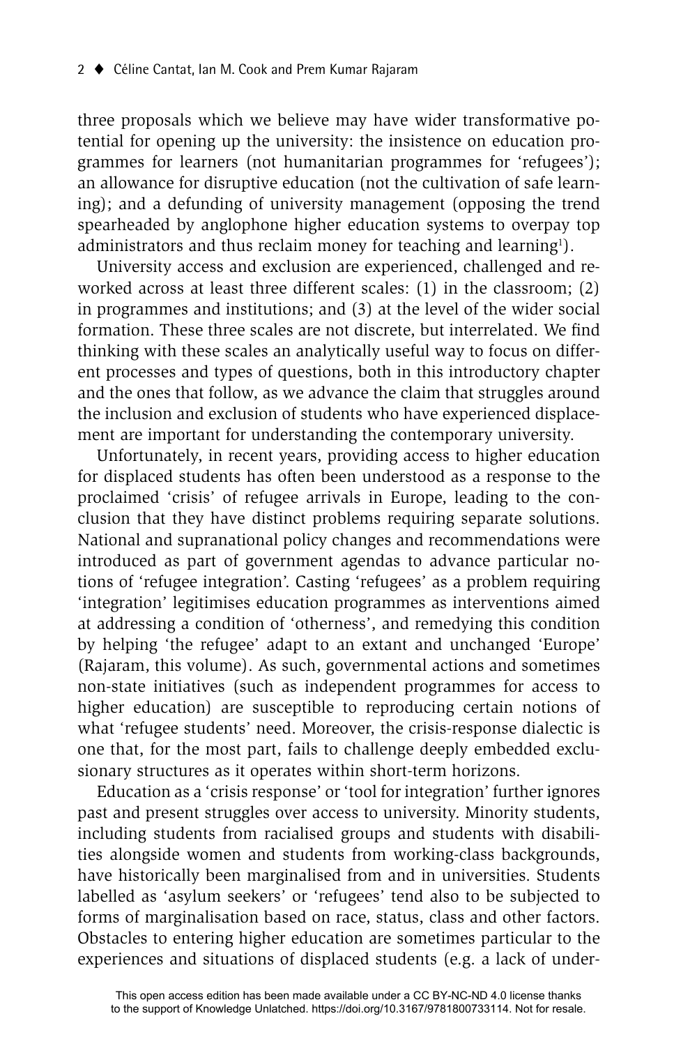three proposals which we believe may have wider transformative potential for opening up the university: the insistence on education programmes for learners (not humanitarian programmes for 'refugees'); an allowance for disruptive education (not the cultivation of safe learning); and a defunding of university management (opposing the trend spearheaded by anglophone higher education systems to overpay top administrators and thus reclaim money for teaching and learning[1]).

University access and exclusion are experienced, challenged and reworked across at least three different scales: (1) in the classroom; (2) in programmes and institutions; and (3) at the level of the wider social formation. These three scales are not discrete, but interrelated. We find thinking with these scales an analytically useful way to focus on different processes and types of questions, both in this introductory chapter and the ones that follow, as we advance the claim that struggles around the inclusion and exclusion of students who have experienced displacement are important for understanding the contemporary university.

Unfortunately, in recent years, providing access to higher education for displaced students has often been understood as a response to the proclaimed 'crisis' of refugee arrivals in Europe, leading to the conclusion that they have distinct problems requiring separate solutions. National and supranational policy changes and recommendations were introduced as part of government agendas to advance particular notions of 'refugee integration'. Casting 'refugees' as a problem requiring 'integration' legitimises education programmes as interventions aimed at addressing a condition of 'otherness', and remedying this condition by helping 'the refugee' adapt to an extant and unchanged 'Europe' (Rajaram, this volume). As such, governmental actions and sometimes non-state initiatives (such as independent programmes for access to higher education) are susceptible to reproducing certain notions of what 'refugee students' need. Moreover, the crisis-response dialectic is one that, for the most part, fails to challenge deeply embedded exclusionary structures as it operates within short-term horizons.

Education as a 'crisis response' or 'tool for integration' further ignores past and present struggles over access to university. Minority students, including students from racialised groups and students with disabilities alongside women and students from working-class backgrounds, have historically been marginalised from and in universities. Students labelled as 'asylum seekers' or 'refugees' tend also to be subjected to forms of marginalisation based on race, status, class and other factors. Obstacles to entering higher education are sometimes particular to the experiences and situations of displaced students (e.g. a lack of under-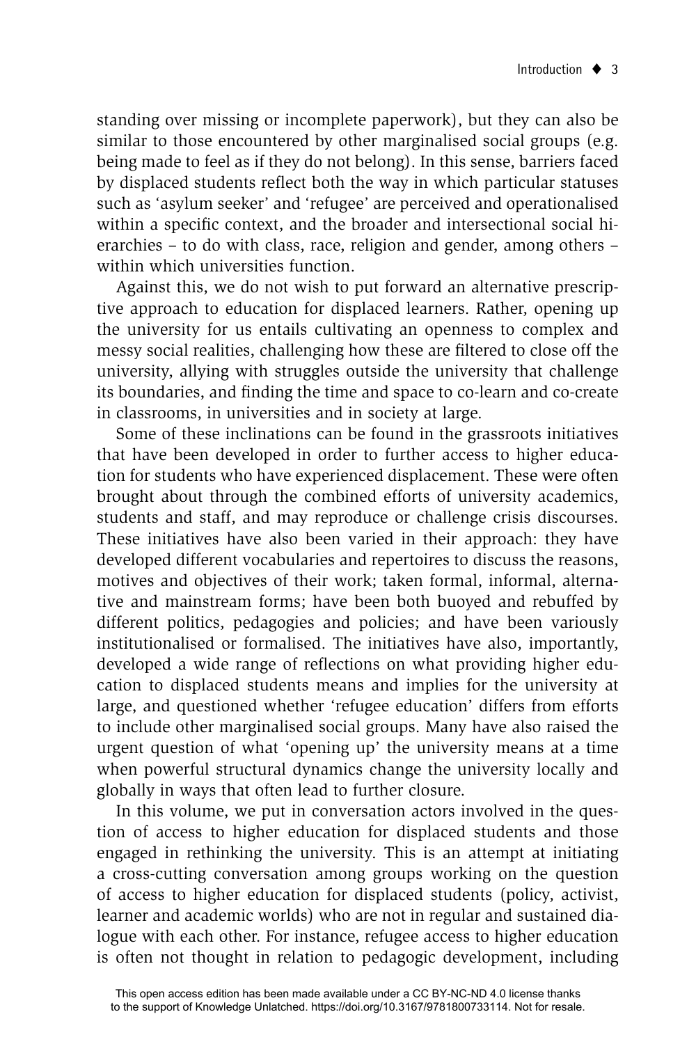standing over missing or incomplete paperwork), but they can also be similar to those encountered by other marginalised social groups (e.g. being made to feel as if they do not belong). In this sense, barriers faced by displaced students reflect both the way in which particular statuses such as 'asylum seeker' and 'refugee' are perceived and operationalised within a specific context, and the broader and intersectional social hierarchies – to do with class, race, religion and gender, among others – within which universities function.

Against this, we do not wish to put forward an alternative prescriptive approach to education for displaced learners. Rather, opening up the university for us entails cultivating an openness to complex and messy social realities, challenging how these are filtered to close off the university, allying with struggles outside the university that challenge its boundaries, and finding the time and space to co-learn and co-create in classrooms, in universities and in society at large.

Some of these inclinations can be found in the grassroots initiatives that have been developed in order to further access to higher education for students who have experienced displacement. These were often brought about through the combined efforts of university academics, students and staff, and may reproduce or challenge crisis discourses. These initiatives have also been varied in their approach: they have developed different vocabularies and repertoires to discuss the reasons, motives and objectives of their work; taken formal, informal, alternative and mainstream forms; have been both buoyed and rebuffed by different politics, pedagogies and policies; and have been variously institutionalised or formalised. The initiatives have also, importantly, developed a wide range of reflections on what providing higher education to displaced students means and implies for the university at large, and questioned whether 'refugee education' differs from efforts to include other marginalised social groups. Many have also raised the urgent question of what 'opening up' the university means at a time when powerful structural dynamics change the university locally and globally in ways that often lead to further closure.

In this volume, we put in conversation actors involved in the question of access to higher education for displaced students and those engaged in rethinking the university. This is an attempt at initiating a cross-cutting conversation among groups working on the question of access to higher education for displaced students (policy, activist, learner and academic worlds) who are not in regular and sustained dialogue with each other. For instance, refugee access to higher education is often not thought in relation to pedagogic development, including

This open access edition has been made available under a CC BY-NC-ND 4.0 license thanks to the support of Knowledge Unlatched. https://doi.org/10.3167/9781800733114. Not for resale.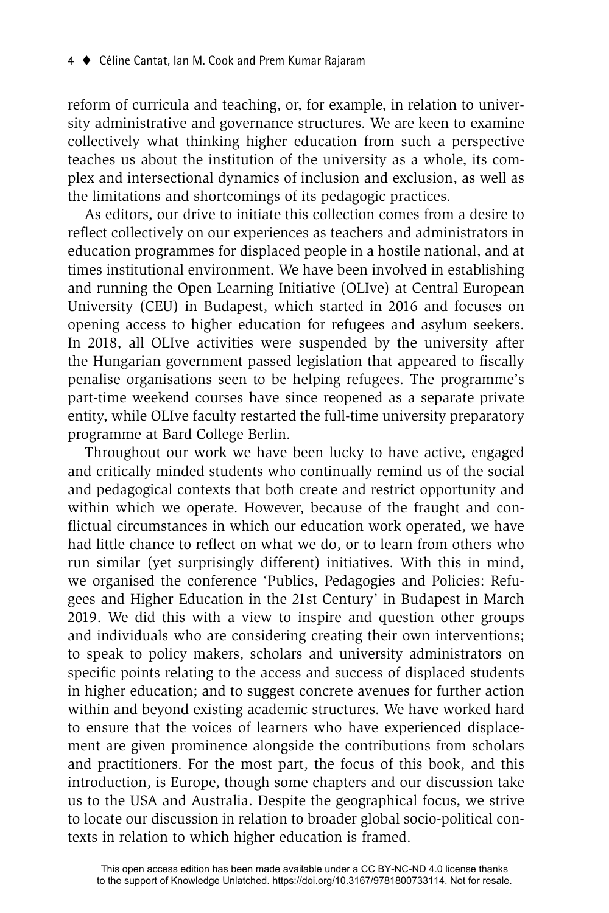reform of curricula and teaching, or, for example, in relation to university administrative and governance structures. We are keen to examine collectively what thinking higher education from such a perspective teaches us about the institution of the university as a whole, its complex and intersectional dynamics of inclusion and exclusion, as well as the limitations and shortcomings of its pedagogic practices.

As editors, our drive to initiate this collection comes from a desire to reflect collectively on our experiences as teachers and administrators in education programmes for displaced people in a hostile national, and at times institutional environment. We have been involved in establishing and running the Open Learning Initiative (OLIve) at Central European University (CEU) in Budapest, which started in 2016 and focuses on opening access to higher education for refugees and asylum seekers. In 2018, all OLIve activities were suspended by the university after the Hungarian government passed legislation that appeared to fiscally penalise organisations seen to be helping refugees. The programme's part-time weekend courses have since reopened as a separate private entity, while OLIve faculty restarted the full-time university preparatory programme at Bard College Berlin.

Throughout our work we have been lucky to have active, engaged and critically minded students who continually remind us of the social and pedagogical contexts that both create and restrict opportunity and within which we operate. However, because of the fraught and conflictual circumstances in which our education work operated, we have had little chance to reflect on what we do, or to learn from others who run similar (yet surprisingly different) initiatives. With this in mind, we organised the conference 'Publics, Pedagogies and Policies: Refugees and Higher Education in the 21st Century' in Budapest in March 2019. We did this with a view to inspire and question other groups and individuals who are considering creating their own interventions; to speak to policy makers, scholars and university administrators on specific points relating to the access and success of displaced students in higher education; and to suggest concrete avenues for further action within and beyond existing academic structures. We have worked hard to ensure that the voices of learners who have experienced displacement are given prominence alongside the contributions from scholars and practitioners. For the most part, the focus of this book, and this introduction, is Europe, though some chapters and our discussion take us to the USA and Australia. Despite the geographical focus, we strive to locate our discussion in relation to broader global socio-political contexts in relation to which higher education is framed.

This open access edition has been made available under a CC BY-NC-ND 4.0 license thanks to the support of Knowledge Unlatched. https://doi.org/10.3167/9781800733114. Not for resale.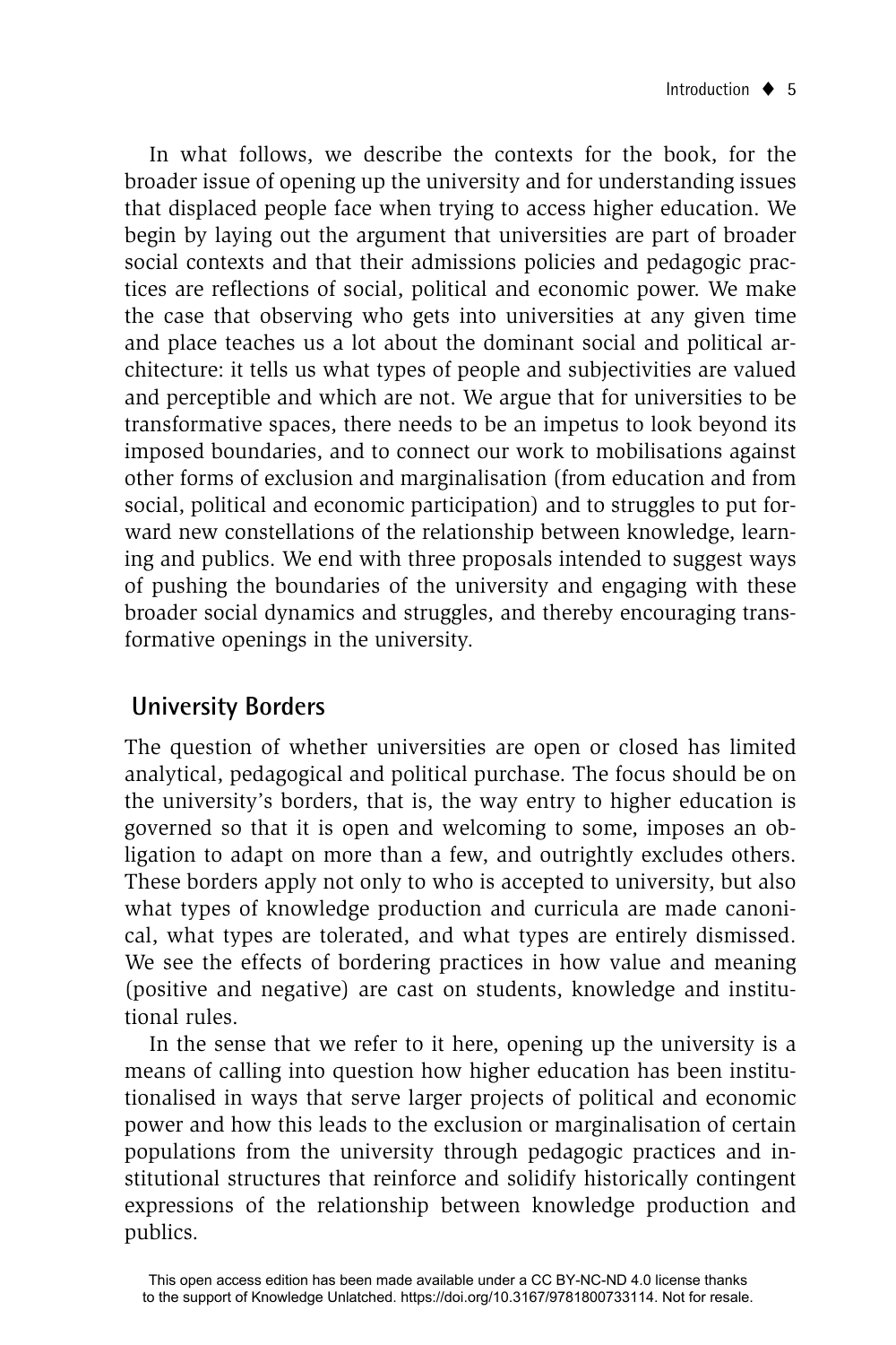In what follows, we describe the contexts for the book, for the broader issue of opening up the university and for understanding issues that displaced people face when trying to access higher education. We begin by laying out the argument that universities are part of broader social contexts and that their admissions policies and pedagogic practices are reflections of social, political and economic power. We make the case that observing who gets into universities at any given time and place teaches us a lot about the dominant social and political architecture: it tells us what types of people and subjectivities are valued and perceptible and which are not. We argue that for universities to be transformative spaces, there needs to be an impetus to look beyond its imposed boundaries, and to connect our work to mobilisations against other forms of exclusion and marginalisation (from education and from social, political and economic participation) and to struggles to put forward new constellations of the relationship between knowledge, learning and publics. We end with three proposals intended to suggest ways of pushing the boundaries of the university and engaging with these broader social dynamics and struggles, and thereby encouraging transformative openings in the university.

## University Borders

The question of whether universities are open or closed has limited analytical, pedagogical and political purchase. The focus should be on the university's borders, that is, the way entry to higher education is governed so that it is open and welcoming to some, imposes an obligation to adapt on more than a few, and outrightly excludes others. These borders apply not only to who is accepted to university, but also what types of knowledge production and curricula are made canonical, what types are tolerated, and what types are entirely dismissed. We see the effects of bordering practices in how value and meaning (positive and negative) are cast on students, knowledge and institutional rules.

In the sense that we refer to it here, opening up the university is a means of calling into question how higher education has been institutionalised in ways that serve larger projects of political and economic power and how this leads to the exclusion or marginalisation of certain populations from the university through pedagogic practices and institutional structures that reinforce and solidify historically contingent expressions of the relationship between knowledge production and publics.

This open access edition has been made available under a CC BY-NC-ND 4.0 license thanks to the support of Knowledge Unlatched. https://doi.org/10.3167/9781800733114. Not for resale.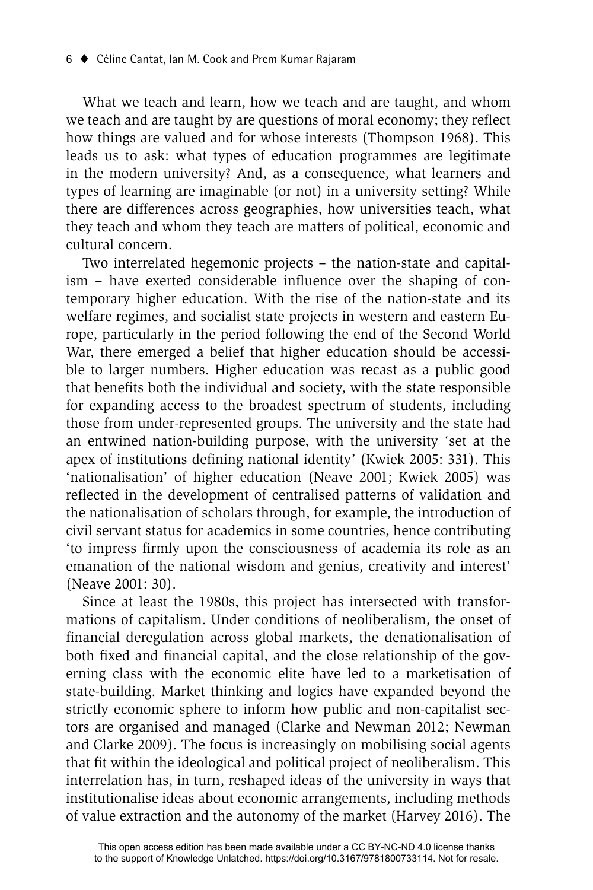What we teach and learn, how we teach and are taught, and whom we teach and are taught by are questions of moral economy; they reflect how things are valued and for whose interests (Thompson 1968). This leads us to ask: what types of education programmes are legitimate in the modern university? And, as a consequence, what learners and types of learning are imaginable (or not) in a university setting? While there are differences across geographies, how universities teach, what they teach and whom they teach are matters of political, economic and cultural concern.

Two interrelated hegemonic projects – the nation-state and capitalism – have exerted considerable influence over the shaping of contemporary higher education. With the rise of the nation-state and its welfare regimes, and socialist state projects in western and eastern Europe, particularly in the period following the end of the Second World War, there emerged a belief that higher education should be accessible to larger numbers. Higher education was recast as a public good that benefits both the individual and society, with the state responsible for expanding access to the broadest spectrum of students, including those from under-represented groups. The university and the state had an entwined nation-building purpose, with the university 'set at the apex of institutions defining national identity' (Kwiek 2005: 331). This 'nationalisation' of higher education (Neave 2001; Kwiek 2005) was reflected in the development of centralised patterns of validation and the nationalisation of scholars through, for example, the introduction of civil servant status for academics in some countries, hence contributing 'to impress firmly upon the consciousness of academia its role as an emanation of the national wisdom and genius, creativity and interest' (Neave 2001: 30).

Since at least the 1980s, this project has intersected with transformations of capitalism. Under conditions of neoliberalism, the onset of financial deregulation across global markets, the denationalisation of both fixed and financial capital, and the close relationship of the governing class with the economic elite have led to a marketisation of state-building. Market thinking and logics have expanded beyond the strictly economic sphere to inform how public and non-capitalist sectors are organised and managed (Clarke and Newman 2012; Newman and Clarke 2009). The focus is increasingly on mobilising social agents that fit within the ideological and political project of neoliberalism. This interrelation has, in turn, reshaped ideas of the university in ways that institutionalise ideas about economic arrangements, including methods of value extraction and the autonomy of the market (Harvey 2016). The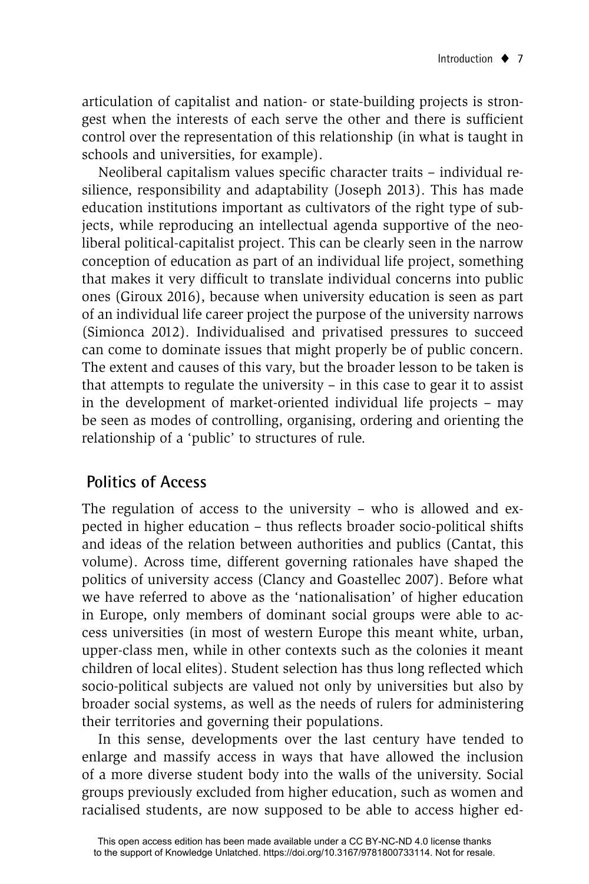articulation of capitalist and nation- or state-building projects is strongest when the interests of each serve the other and there is sufficient control over the representation of this relationship (in what is taught in schools and universities, for example).

Neoliberal capitalism values specific character traits – individual resilience, responsibility and adaptability (Joseph 2013). This has made education institutions important as cultivators of the right type of subjects, while reproducing an intellectual agenda supportive of the neoliberal political-capitalist project. This can be clearly seen in the narrow conception of education as part of an individual life project, something that makes it very difficult to translate individual concerns into public ones (Giroux 2016), because when university education is seen as part of an individual life career project the purpose of the university narrows (Simionca 2012). Individualised and privatised pressures to succeed can come to dominate issues that might properly be of public concern. The extent and causes of this vary, but the broader lesson to be taken is that attempts to regulate the university – in this case to gear it to assist in the development of market-oriented individual life projects – may be seen as modes of controlling, organising, ordering and orienting the relationship of a 'public' to structures of rule.

## Politics of Access

The regulation of access to the university – who is allowed and expected in higher education – thus reflects broader socio-political shifts and ideas of the relation between authorities and publics (Cantat, this volume). Across time, different governing rationales have shaped the politics of university access (Clancy and Goastellec 2007). Before what we have referred to above as the 'nationalisation' of higher education in Europe, only members of dominant social groups were able to access universities (in most of western Europe this meant white, urban, upper-class men, while in other contexts such as the colonies it meant children of local elites). Student selection has thus long reflected which socio-political subjects are valued not only by universities but also by broader social systems, as well as the needs of rulers for administering their territories and governing their populations.

In this sense, developments over the last century have tended to enlarge and massify access in ways that have allowed the inclusion of a more diverse student body into the walls of the university. Social groups previously excluded from higher education, such as women and racialised students, are now supposed to be able to access higher ed-

This open access edition has been made available under a CC BY-NC-ND 4.0 license thanks to the support of Knowledge Unlatched. https://doi.org/10.3167/9781800733114. Not for resale.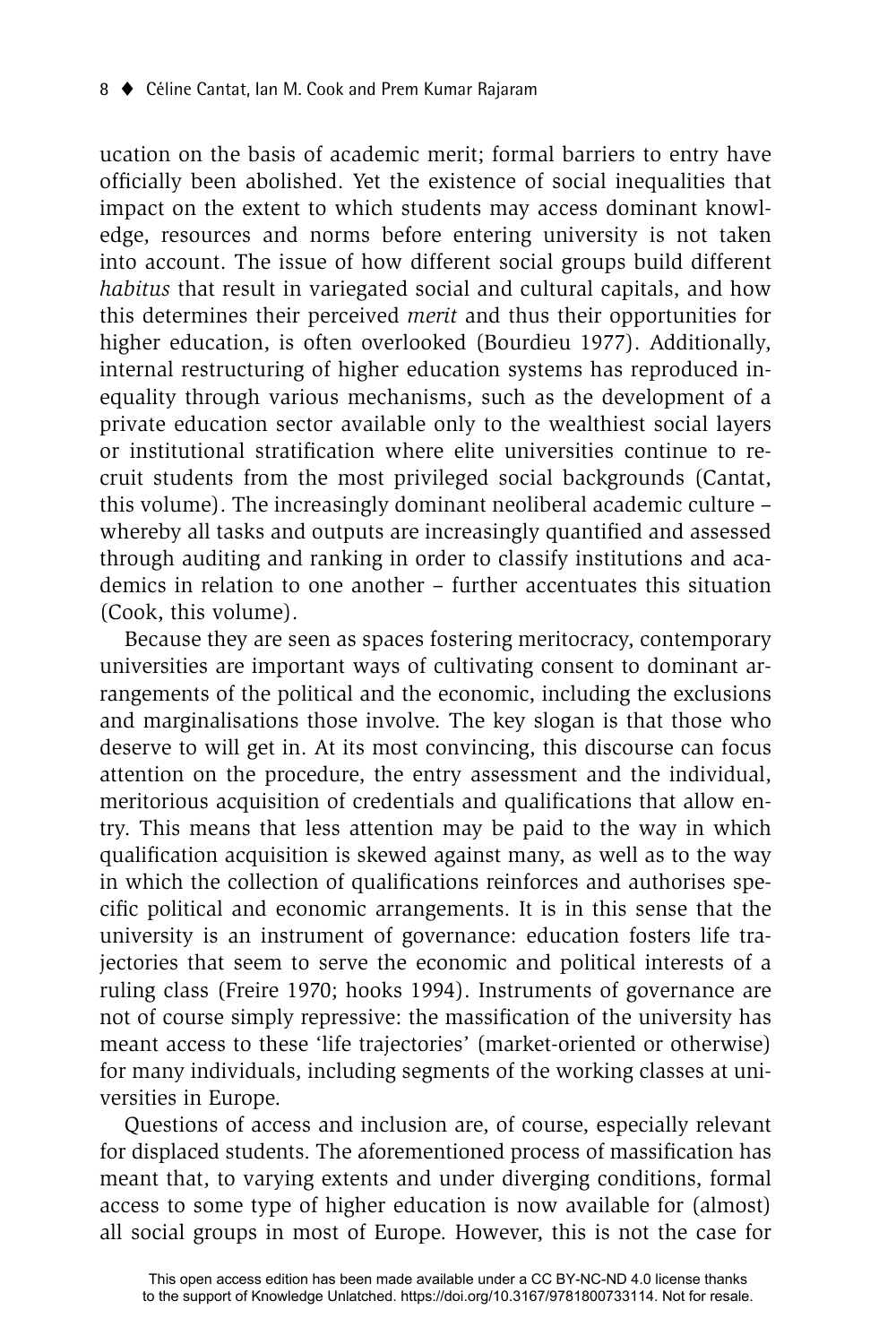ucation on the basis of academic merit; formal barriers to entry have officially been abolished. Yet the existence of social inequalities that impact on the extent to which students may access dominant knowledge, resources and norms before entering university is not taken into account. The issue of how different social groups build different *habitus* that result in variegated social and cultural capitals, and how this determines their perceived *merit* and thus their opportunities for higher education, is often overlooked (Bourdieu 1977). Additionally, internal restructuring of higher education systems has reproduced inequality through various mechanisms, such as the development of a private education sector available only to the wealthiest social layers or institutional stratification where elite universities continue to recruit students from the most privileged social backgrounds (Cantat, this volume). The increasingly dominant neoliberal academic culture – whereby all tasks and outputs are increasingly quantified and assessed through auditing and ranking in order to classify institutions and academics in relation to one another – further accentuates this situation (Cook, this volume).

Because they are seen as spaces fostering meritocracy, contemporary universities are important ways of cultivating consent to dominant arrangements of the political and the economic, including the exclusions and marginalisations those involve. The key slogan is that those who deserve to will get in. At its most convincing, this discourse can focus attention on the procedure, the entry assessment and the individual, meritorious acquisition of credentials and qualifications that allow entry. This means that less attention may be paid to the way in which qualification acquisition is skewed against many, as well as to the way in which the collection of qualifications reinforces and authorises specific political and economic arrangements. It is in this sense that the university is an instrument of governance: education fosters life trajectories that seem to serve the economic and political interests of a ruling class (Freire 1970; hooks 1994). Instruments of governance are not of course simply repressive: the massification of the university has meant access to these 'life trajectories' (market-oriented or otherwise) for many individuals, including segments of the working classes at universities in Europe.

Questions of access and inclusion are, of course, especially relevant for displaced students. The aforementioned process of massification has meant that, to varying extents and under diverging conditions, formal access to some type of higher education is now available for (almost) all social groups in most of Europe. However, this is not the case for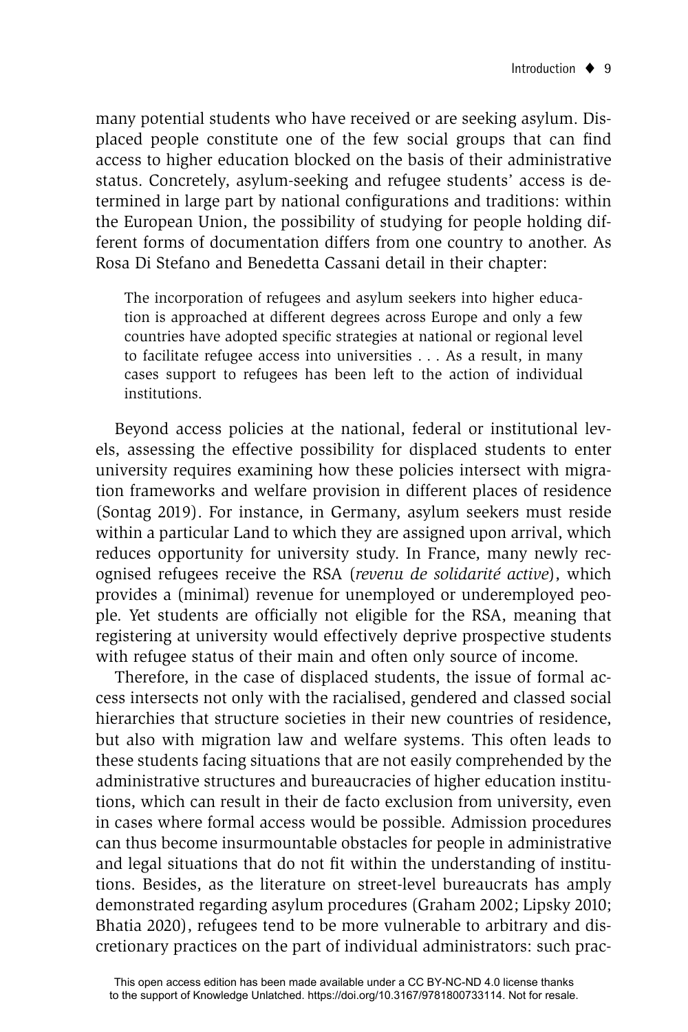many potential students who have received or are seeking asylum. Displaced people constitute one of the few social groups that can find access to higher education blocked on the basis of their administrative status. Concretely, asylum-seeking and refugee students' access is determined in large part by national configurations and traditions: within the European Union, the possibility of studying for people holding different forms of documentation differs from one country to another. As Rosa Di Stefano and Benedetta Cassani detail in their chapter:

> The incorporation of refugees and asylum seekers into higher education is approached at different degrees across Europe and only a few countries have adopted specific strategies at national or regional level to facilitate refugee access into universities . . . As a result, in many cases support to refugees has been left to the action of individual institutions.

Beyond access policies at the national, federal or institutional levels, assessing the effective possibility for displaced students to enter university requires examining how these policies intersect with migration frameworks and welfare provision in different places of residence (Sontag 2019). For instance, in Germany, asylum seekers must reside within a particular Land to which they are assigned upon arrival, which reduces opportunity for university study. In France, many newly recognised refugees receive the RSA (*revenu de solidarité active*), which provides a (minimal) revenue for unemployed or underemployed people. Yet students are officially not eligible for the RSA, meaning that registering at university would effectively deprive prospective students with refugee status of their main and often only source of income.

Therefore, in the case of displaced students, the issue of formal access intersects not only with the racialised, gendered and classed social hierarchies that structure societies in their new countries of residence, but also with migration law and welfare systems. This often leads to these students facing situations that are not easily comprehended by the administrative structures and bureaucracies of higher education institutions, which can result in their de facto exclusion from university, even in cases where formal access would be possible. Admission procedures can thus become insurmountable obstacles for people in administrative and legal situations that do not fit within the understanding of institutions. Besides, as the literature on street-level bureaucrats has amply demonstrated regarding asylum procedures (Graham 2002; Lipsky 2010; Bhatia 2020), refugees tend to be more vulnerable to arbitrary and discretionary practices on the part of individual administrators: such prac-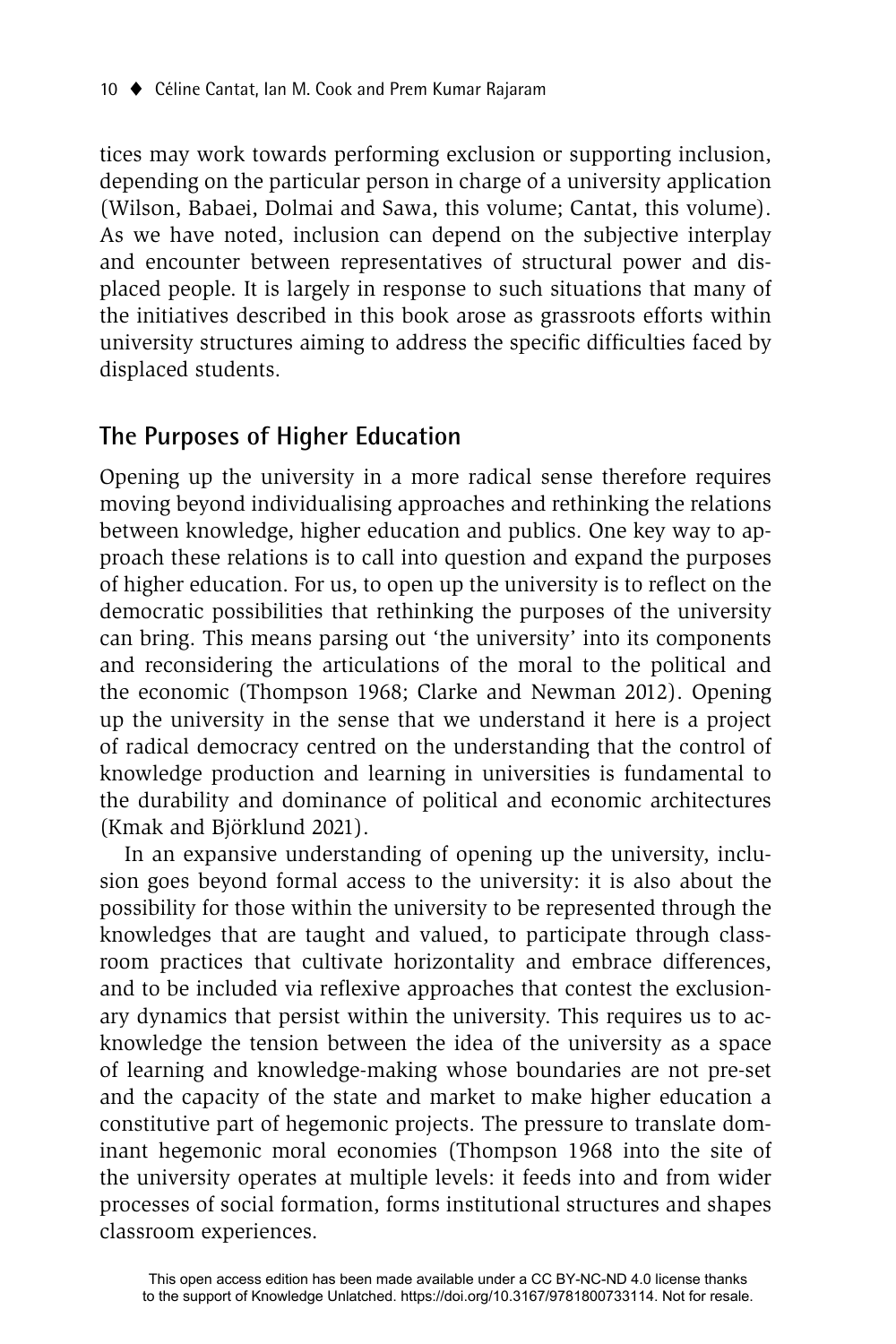tices may work towards performing exclusion or supporting inclusion, depending on the particular person in charge of a university application (Wilson, Babaei, Dolmai and Sawa, this volume; Cantat, this volume). As we have noted, inclusion can depend on the subjective interplay and encounter between representatives of structural power and displaced people. It is largely in response to such situations that many of the initiatives described in this book arose as grassroots efforts within university structures aiming to address the specific difficulties faced by displaced students.

## The Purposes of Higher Education

Opening up the university in a more radical sense therefore requires moving beyond individualising approaches and rethinking the relations between knowledge, higher education and publics. One key way to approach these relations is to call into question and expand the purposes of higher education. For us, to open up the university is to reflect on the democratic possibilities that rethinking the purposes of the university can bring. This means parsing out 'the university' into its components and reconsidering the articulations of the moral to the political and the economic (Thompson 1968; Clarke and Newman 2012). Opening up the university in the sense that we understand it here is a project of radical democracy centred on the understanding that the control of knowledge production and learning in universities is fundamental to the durability and dominance of political and economic architectures (Kmak and Björklund 2021).

In an expansive understanding of opening up the university, inclusion goes beyond formal access to the university: it is also about the possibility for those within the university to be represented through the knowledges that are taught and valued, to participate through classroom practices that cultivate horizontality and embrace differences, and to be included via reflexive approaches that contest the exclusionary dynamics that persist within the university. This requires us to acknowledge the tension between the idea of the university as a space of learning and knowledge-making whose boundaries are not pre-set and the capacity of the state and market to make higher education a constitutive part of hegemonic projects. The pressure to translate dominant hegemonic moral economies (Thompson 1968 into the site of the university operates at multiple levels: it feeds into and from wider processes of social formation, forms institutional structures and shapes classroom experiences.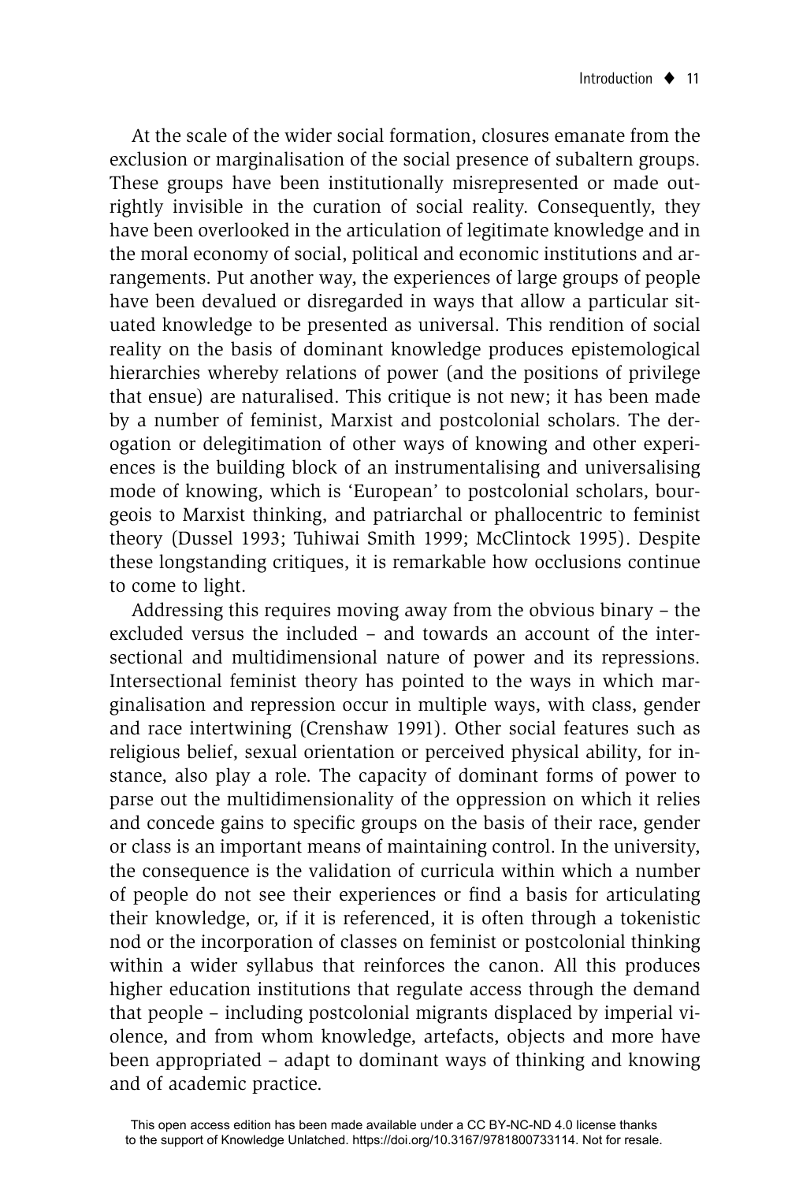At the scale of the wider social formation, closures emanate from the exclusion or marginalisation of the social presence of subaltern groups. These groups have been institutionally misrepresented or made outrightly invisible in the curation of social reality. Consequently, they have been overlooked in the articulation of legitimate knowledge and in the moral economy of social, political and economic institutions and arrangements. Put another way, the experiences of large groups of people have been devalued or disregarded in ways that allow a particular situated knowledge to be presented as universal. This rendition of social reality on the basis of dominant knowledge produces epistemological hierarchies whereby relations of power (and the positions of privilege that ensue) are naturalised. This critique is not new; it has been made by a number of feminist, Marxist and postcolonial scholars. The derogation or delegitimation of other ways of knowing and other experiences is the building block of an instrumentalising and universalising mode of knowing, which is 'European' to postcolonial scholars, bourgeois to Marxist thinking, and patriarchal or phallocentric to feminist theory (Dussel 1993; Tuhiwai Smith 1999; McClintock 1995). Despite these longstanding critiques, it is remarkable how occlusions continue to come to light.

Addressing this requires moving away from the obvious binary – the excluded versus the included – and towards an account of the intersectional and multidimensional nature of power and its repressions. Intersectional feminist theory has pointed to the ways in which marginalisation and repression occur in multiple ways, with class, gender and race intertwining (Crenshaw 1991). Other social features such as religious belief, sexual orientation or perceived physical ability, for instance, also play a role. The capacity of dominant forms of power to parse out the multidimensionality of the oppression on which it relies and concede gains to specific groups on the basis of their race, gender or class is an important means of maintaining control. In the university, the consequence is the validation of curricula within which a number of people do not see their experiences or find a basis for articulating their knowledge, or, if it is referenced, it is often through a tokenistic nod or the incorporation of classes on feminist or postcolonial thinking within a wider syllabus that reinforces the canon. All this produces higher education institutions that regulate access through the demand that people – including postcolonial migrants displaced by imperial violence, and from whom knowledge, artefacts, objects and more have been appropriated – adapt to dominant ways of thinking and knowing and of academic practice.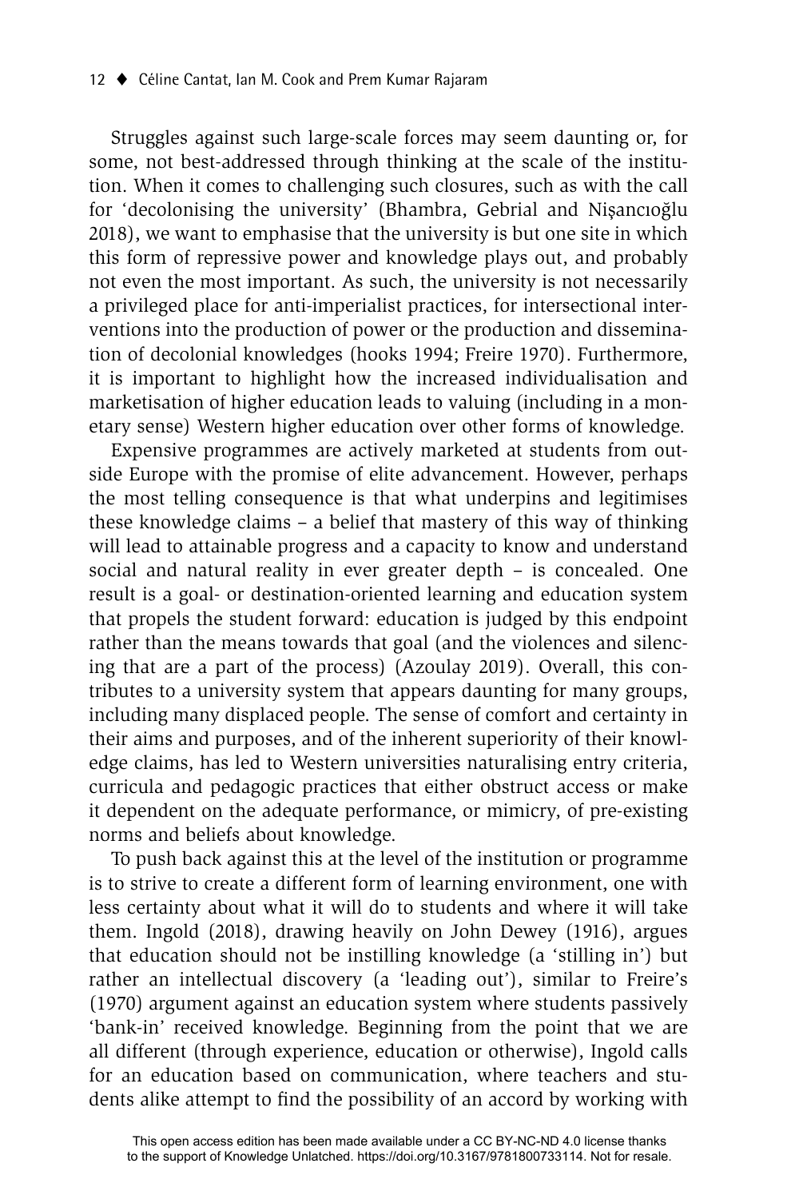Struggles against such large-scale forces may seem daunting or, for some, not best-addressed through thinking at the scale of the institution. When it comes to challenging such closures, such as with the call for 'decolonising the university' (Bhambra, Gebrial and Nişancıoğlu 2018), we want to emphasise that the university is but one site in which this form of repressive power and knowledge plays out, and probably not even the most important. As such, the university is not necessarily a privileged place for anti-imperialist practices, for intersectional interventions into the production of power or the production and dissemination of decolonial knowledges (hooks 1994; Freire 1970). Furthermore, it is important to highlight how the increased individualisation and marketisation of higher education leads to valuing (including in a monetary sense) Western higher education over other forms of knowledge.

Expensive programmes are actively marketed at students from outside Europe with the promise of elite advancement. However, perhaps the most telling consequence is that what underpins and legitimises these knowledge claims – a belief that mastery of this way of thinking will lead to attainable progress and a capacity to know and understand social and natural reality in ever greater depth – is concealed. One result is a goal- or destination-oriented learning and education system that propels the student forward: education is judged by this endpoint rather than the means towards that goal (and the violences and silencing that are a part of the process) (Azoulay 2019). Overall, this contributes to a university system that appears daunting for many groups, including many displaced people. The sense of comfort and certainty in their aims and purposes, and of the inherent superiority of their knowledge claims, has led to Western universities naturalising entry criteria, curricula and pedagogic practices that either obstruct access or make it dependent on the adequate performance, or mimicry, of pre-existing norms and beliefs about knowledge.

To push back against this at the level of the institution or programme is to strive to create a different form of learning environment, one with less certainty about what it will do to students and where it will take them. Ingold (2018), drawing heavily on John Dewey (1916), argues that education should not be instilling knowledge (a 'stilling in') but rather an intellectual discovery (a 'leading out'), similar to Freire's (1970) argument against an education system where students passively 'bank-in' received knowledge. Beginning from the point that we are all different (through experience, education or otherwise), Ingold calls for an education based on communication, where teachers and students alike attempt to find the possibility of an accord by working with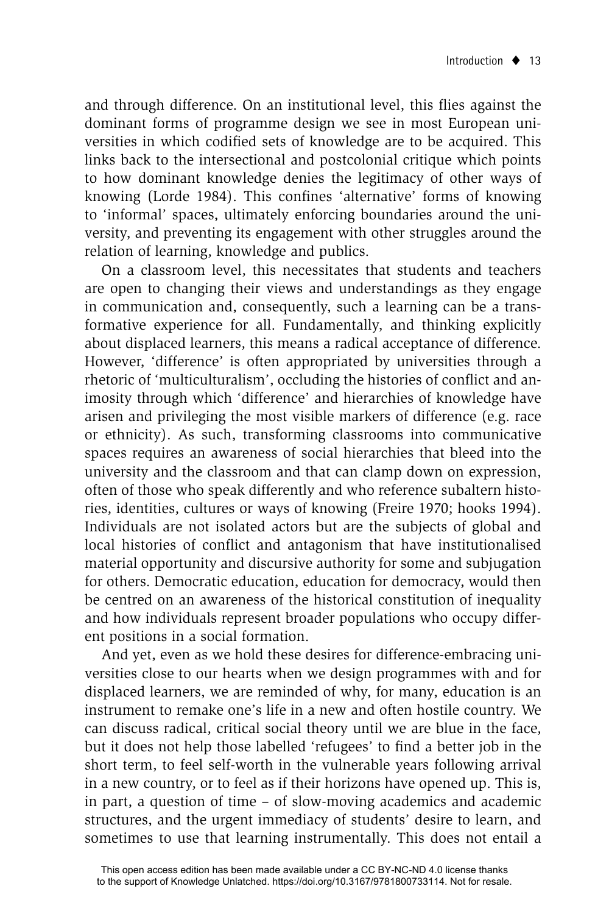and through difference. On an institutional level, this flies against the dominant forms of programme design we see in most European universities in which codified sets of knowledge are to be acquired. This links back to the intersectional and postcolonial critique which points to how dominant knowledge denies the legitimacy of other ways of knowing (Lorde 1984). This confines 'alternative' forms of knowing to 'informal' spaces, ultimately enforcing boundaries around the university, and preventing its engagement with other struggles around the relation of learning, knowledge and publics.

On a classroom level, this necessitates that students and teachers are open to changing their views and understandings as they engage in communication and, consequently, such a learning can be a transformative experience for all. Fundamentally, and thinking explicitly about displaced learners, this means a radical acceptance of difference. However, 'difference' is often appropriated by universities through a rhetoric of 'multiculturalism', occluding the histories of conflict and animosity through which 'difference' and hierarchies of knowledge have arisen and privileging the most visible markers of difference (e.g. race or ethnicity). As such, transforming classrooms into communicative spaces requires an awareness of social hierarchies that bleed into the university and the classroom and that can clamp down on expression, often of those who speak differently and who reference subaltern histories, identities, cultures or ways of knowing (Freire 1970; hooks 1994). Individuals are not isolated actors but are the subjects of global and local histories of conflict and antagonism that have institutionalised material opportunity and discursive authority for some and subjugation for others. Democratic education, education for democracy, would then be centred on an awareness of the historical constitution of inequality and how individuals represent broader populations who occupy different positions in a social formation.

And yet, even as we hold these desires for difference-embracing universities close to our hearts when we design programmes with and for displaced learners, we are reminded of why, for many, education is an instrument to remake one's life in a new and often hostile country. We can discuss radical, critical social theory until we are blue in the face, but it does not help those labelled 'refugees' to find a better job in the short term, to feel self-worth in the vulnerable years following arrival in a new country, or to feel as if their horizons have opened up. This is, in part, a question of time – of slow-moving academics and academic structures, and the urgent immediacy of students' desire to learn, and sometimes to use that learning instrumentally. This does not entail a

This open access edition has been made available under a CC BY-NC-ND 4.0 license thanks to the support of Knowledge Unlatched. https://doi.org/10.3167/9781800733114. Not for resale.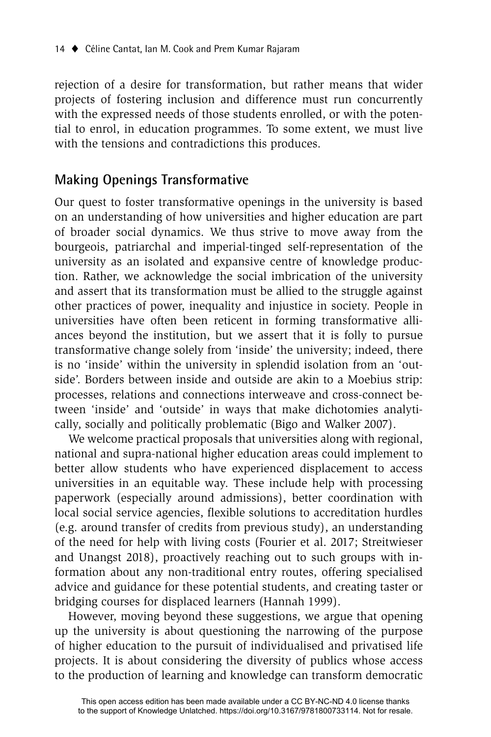rejection of a desire for transformation, but rather means that wider projects of fostering inclusion and difference must run concurrently with the expressed needs of those students enrolled, or with the potential to enrol, in education programmes. To some extent, we must live with the tensions and contradictions this produces.

## Making Openings Transformative

Our quest to foster transformative openings in the university is based on an understanding of how universities and higher education are part of broader social dynamics. We thus strive to move away from the bourgeois, patriarchal and imperial-tinged self-representation of the university as an isolated and expansive centre of knowledge production. Rather, we acknowledge the social imbrication of the university and assert that its transformation must be allied to the struggle against other practices of power, inequality and injustice in society. People in universities have often been reticent in forming transformative alliances beyond the institution, but we assert that it is folly to pursue transformative change solely from 'inside' the university; indeed, there is no 'inside' within the university in splendid isolation from an 'outside'. Borders between inside and outside are akin to a Moebius strip: processes, relations and connections interweave and cross-connect between 'inside' and 'outside' in ways that make dichotomies analytically, socially and politically problematic (Bigo and Walker 2007).

We welcome practical proposals that universities along with regional, national and supra-national higher education areas could implement to better allow students who have experienced displacement to access universities in an equitable way. These include help with processing paperwork (especially around admissions), better coordination with local social service agencies, flexible solutions to accreditation hurdles (e.g. around transfer of credits from previous study), an understanding of the need for help with living costs (Fourier et al. 2017; Streitwieser and Unangst 2018), proactively reaching out to such groups with information about any non-traditional entry routes, offering specialised advice and guidance for these potential students, and creating taster or bridging courses for displaced learners (Hannah 1999).

However, moving beyond these suggestions, we argue that opening up the university is about questioning the narrowing of the purpose of higher education to the pursuit of individualised and privatised life projects. It is about considering the diversity of publics whose access to the production of learning and knowledge can transform democratic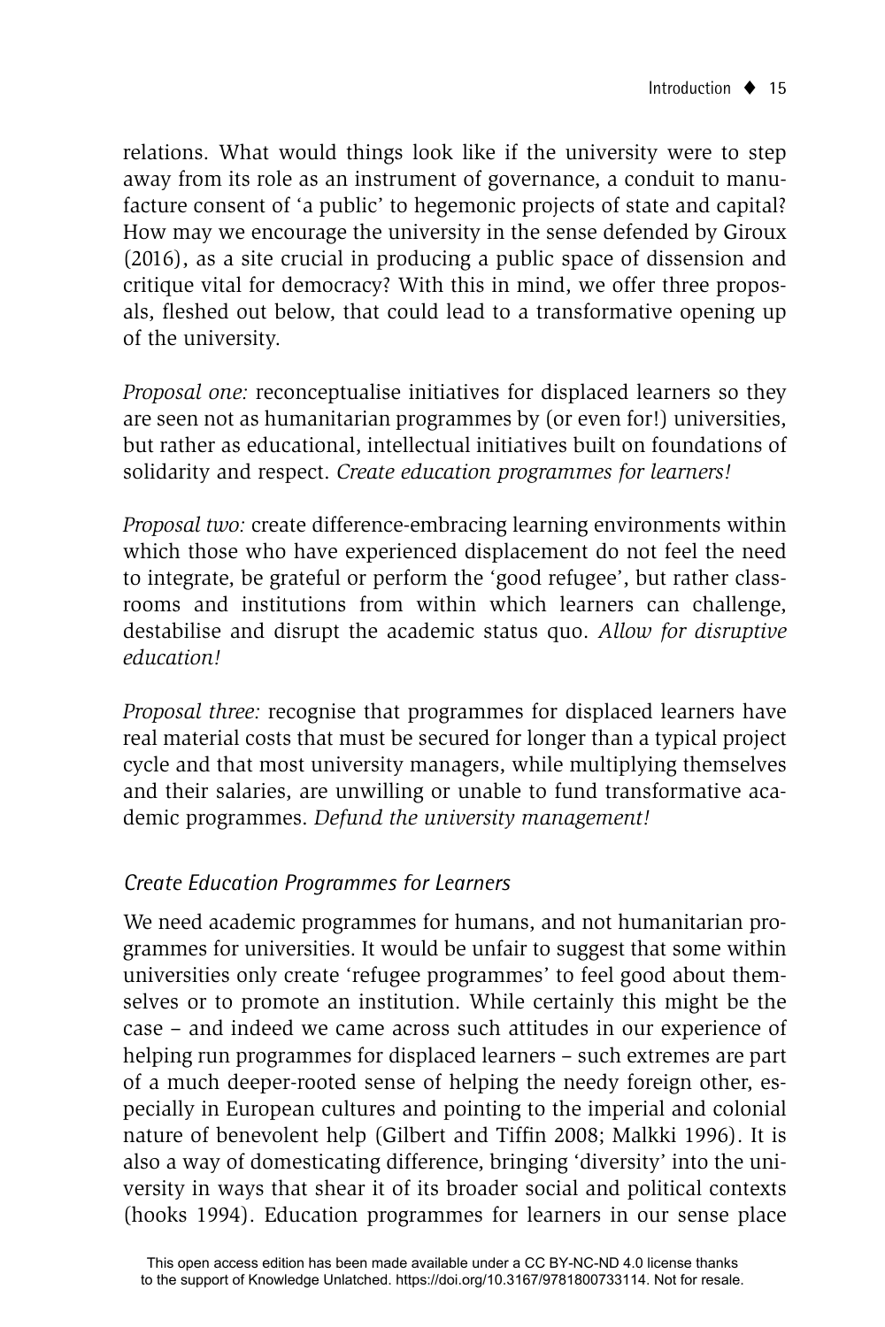relations. What would things look like if the university were to step away from its role as an instrument of governance, a conduit to manufacture consent of 'a public' to hegemonic projects of state and capital? How may we encourage the university in the sense defended by Giroux (2016), as a site crucial in producing a public space of dissension and critique vital for democracy? With this in mind, we offer three proposals, fleshed out below, that could lead to a transformative opening up of the university.

*Proposal one:* reconceptualise initiatives for displaced learners so they are seen not as humanitarian programmes by (or even for!) universities, but rather as educational, intellectual initiatives built on foundations of solidarity and respect. *Create education programmes for learners!*

*Proposal two:* create difference-embracing learning environments within which those who have experienced displacement do not feel the need to integrate, be grateful or perform the 'good refugee', but rather classrooms and institutions from within which learners can challenge, destabilise and disrupt the academic status quo. *Allow for disruptive education!*

*Proposal three:* recognise that programmes for displaced learners have real material costs that must be secured for longer than a typical project cycle and that most university managers, while multiplying themselves and their salaries, are unwilling or unable to fund transformative academic programmes. *Defund the university management!*

### *Create Education Programmes for Learners*

We need academic programmes for humans, and not humanitarian programmes for universities. It would be unfair to suggest that some within universities only create 'refugee programmes' to feel good about themselves or to promote an institution. While certainly this might be the case – and indeed we came across such attitudes in our experience of helping run programmes for displaced learners – such extremes are part of a much deeper-rooted sense of helping the needy foreign other, especially in European cultures and pointing to the imperial and colonial nature of benevolent help (Gilbert and Tiffin 2008; Malkki 1996). It is also a way of domesticating difference, bringing 'diversity' into the university in ways that shear it of its broader social and political contexts (hooks 1994). Education programmes for learners in our sense place

This open access edition has been made available under a CC BY-NC-ND 4.0 license thanks to the support of Knowledge Unlatched. https://doi.org/10.3167/9781800733114. Not for resale.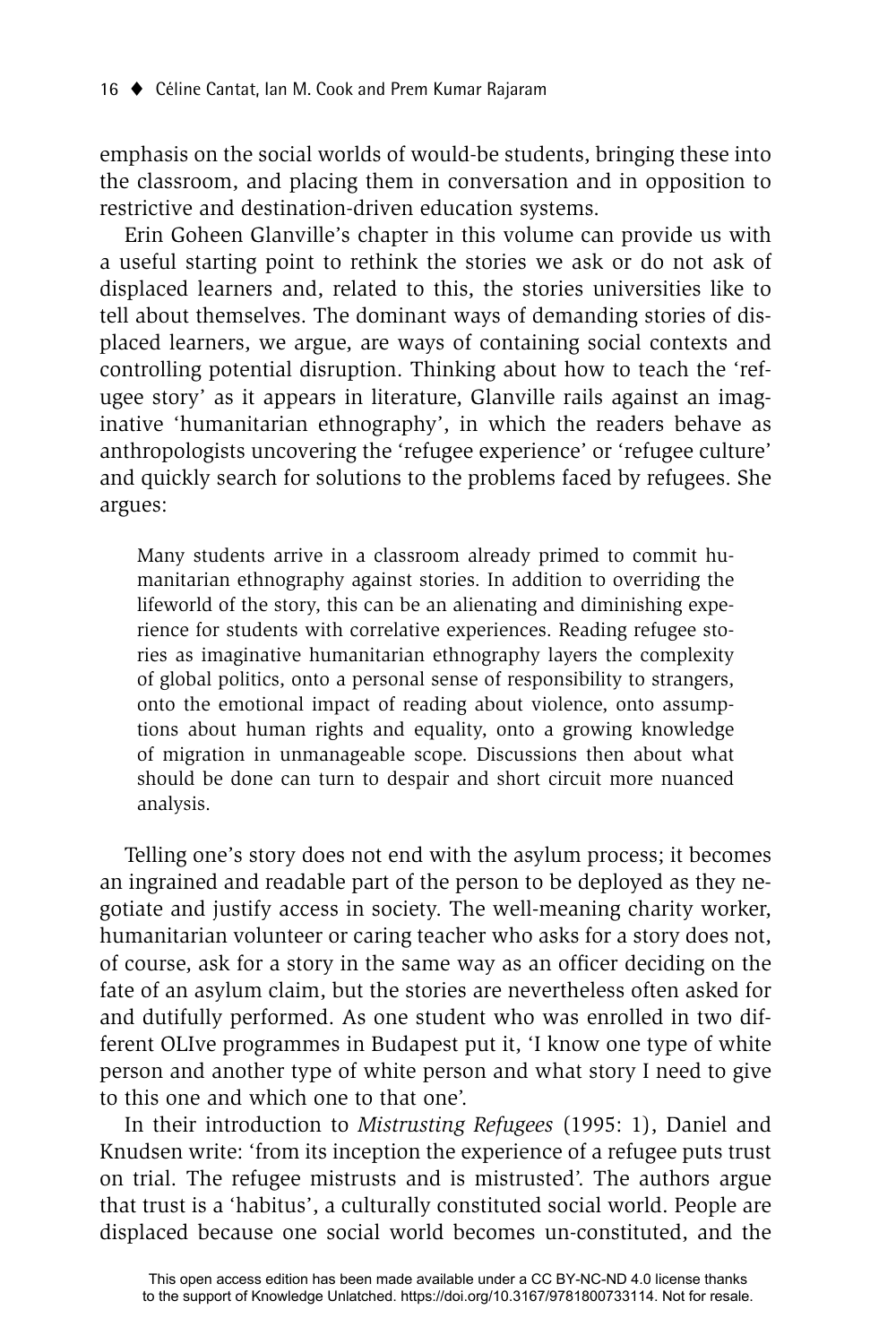emphasis on the social worlds of would-be students, bringing these into the classroom, and placing them in conversation and in opposition to restrictive and destination-driven education systems.

Erin Goheen Glanville's chapter in this volume can provide us with a useful starting point to rethink the stories we ask or do not ask of displaced learners and, related to this, the stories universities like to tell about themselves. The dominant ways of demanding stories of displaced learners, we argue, are ways of containing social contexts and controlling potential disruption. Thinking about how to teach the 'refugee story' as it appears in literature, Glanville rails against an imaginative 'humanitarian ethnography', in which the readers behave as anthropologists uncovering the 'refugee experience' or 'refugee culture' and quickly search for solutions to the problems faced by refugees. She argues:

> Many students arrive in a classroom already primed to commit humanitarian ethnography against stories. In addition to overriding the lifeworld of the story, this can be an alienating and diminishing experience for students with correlative experiences. Reading refugee stories as imaginative humanitarian ethnography layers the complexity of global politics, onto a personal sense of responsibility to strangers, onto the emotional impact of reading about violence, onto assumptions about human rights and equality, onto a growing knowledge of migration in unmanageable scope. Discussions then about what should be done can turn to despair and short circuit more nuanced analysis.

Telling one's story does not end with the asylum process; it becomes an ingrained and readable part of the person to be deployed as they negotiate and justify access in society. The well-meaning charity worker, humanitarian volunteer or caring teacher who asks for a story does not, of course, ask for a story in the same way as an officer deciding on the fate of an asylum claim, but the stories are nevertheless often asked for and dutifully performed. As one student who was enrolled in two different OLIve programmes in Budapest put it, 'I know one type of white person and another type of white person and what story I need to give to this one and which one to that one'.

In their introduction to *Mistrusting Refugees* (1995: 1), Daniel and Knudsen write: 'from its inception the experience of a refugee puts trust on trial. The refugee mistrusts and is mistrusted'. The authors argue that trust is a 'habitus', a culturally constituted social world. People are displaced because one social world becomes un-constituted, and the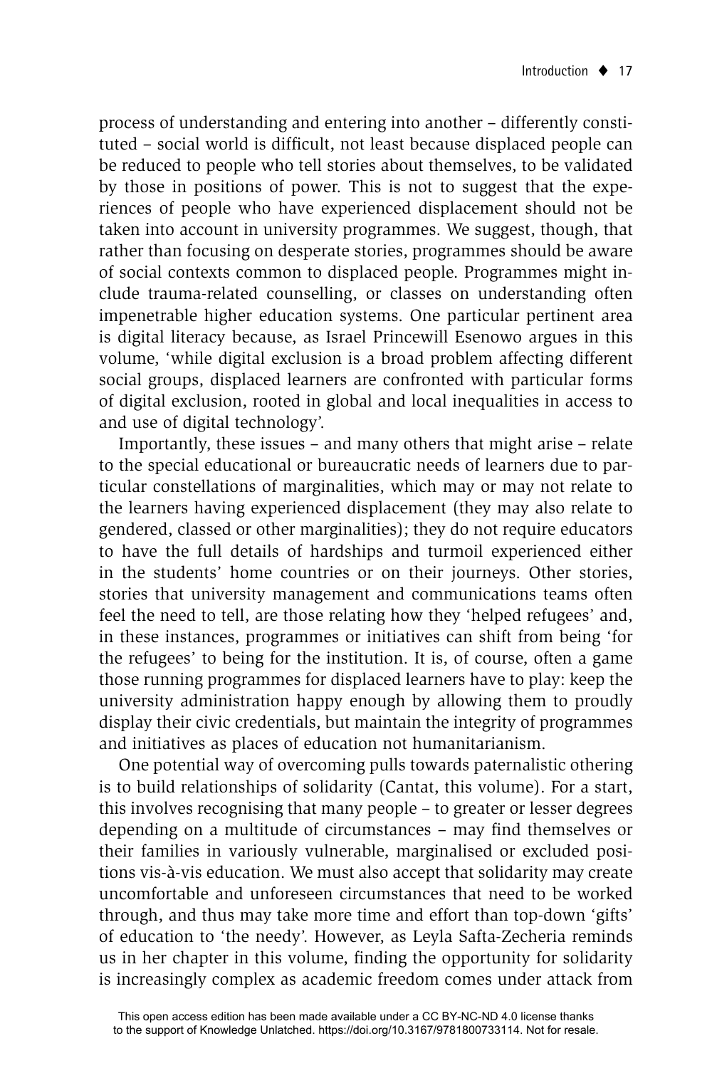process of understanding and entering into another – differently constituted – social world is difficult, not least because displaced people can be reduced to people who tell stories about themselves, to be validated by those in positions of power. This is not to suggest that the experiences of people who have experienced displacement should not be taken into account in university programmes. We suggest, though, that rather than focusing on desperate stories, programmes should be aware of social contexts common to displaced people. Programmes might include trauma-related counselling, or classes on understanding often impenetrable higher education systems. One particular pertinent area is digital literacy because, as Israel Princewill Esenowo argues in this volume, 'while digital exclusion is a broad problem affecting different social groups, displaced learners are confronted with particular forms of digital exclusion, rooted in global and local inequalities in access to and use of digital technology'.

Importantly, these issues – and many others that might arise – relate to the special educational or bureaucratic needs of learners due to particular constellations of marginalities, which may or may not relate to the learners having experienced displacement (they may also relate to gendered, classed or other marginalities); they do not require educators to have the full details of hardships and turmoil experienced either in the students' home countries or on their journeys. Other stories, stories that university management and communications teams often feel the need to tell, are those relating how they 'helped refugees' and, in these instances, programmes or initiatives can shift from being 'for the refugees' to being for the institution. It is, of course, often a game those running programmes for displaced learners have to play: keep the university administration happy enough by allowing them to proudly display their civic credentials, but maintain the integrity of programmes and initiatives as places of education not humanitarianism.

One potential way of overcoming pulls towards paternalistic othering is to build relationships of solidarity (Cantat, this volume). For a start, this involves recognising that many people – to greater or lesser degrees depending on a multitude of circumstances – may find themselves or their families in variously vulnerable, marginalised or excluded positions vis-à-vis education. We must also accept that solidarity may create uncomfortable and unforeseen circumstances that need to be worked through, and thus may take more time and effort than top-down 'gifts' of education to 'the needy'. However, as Leyla Safta-Zecheria reminds us in her chapter in this volume, finding the opportunity for solidarity is increasingly complex as academic freedom comes under attack from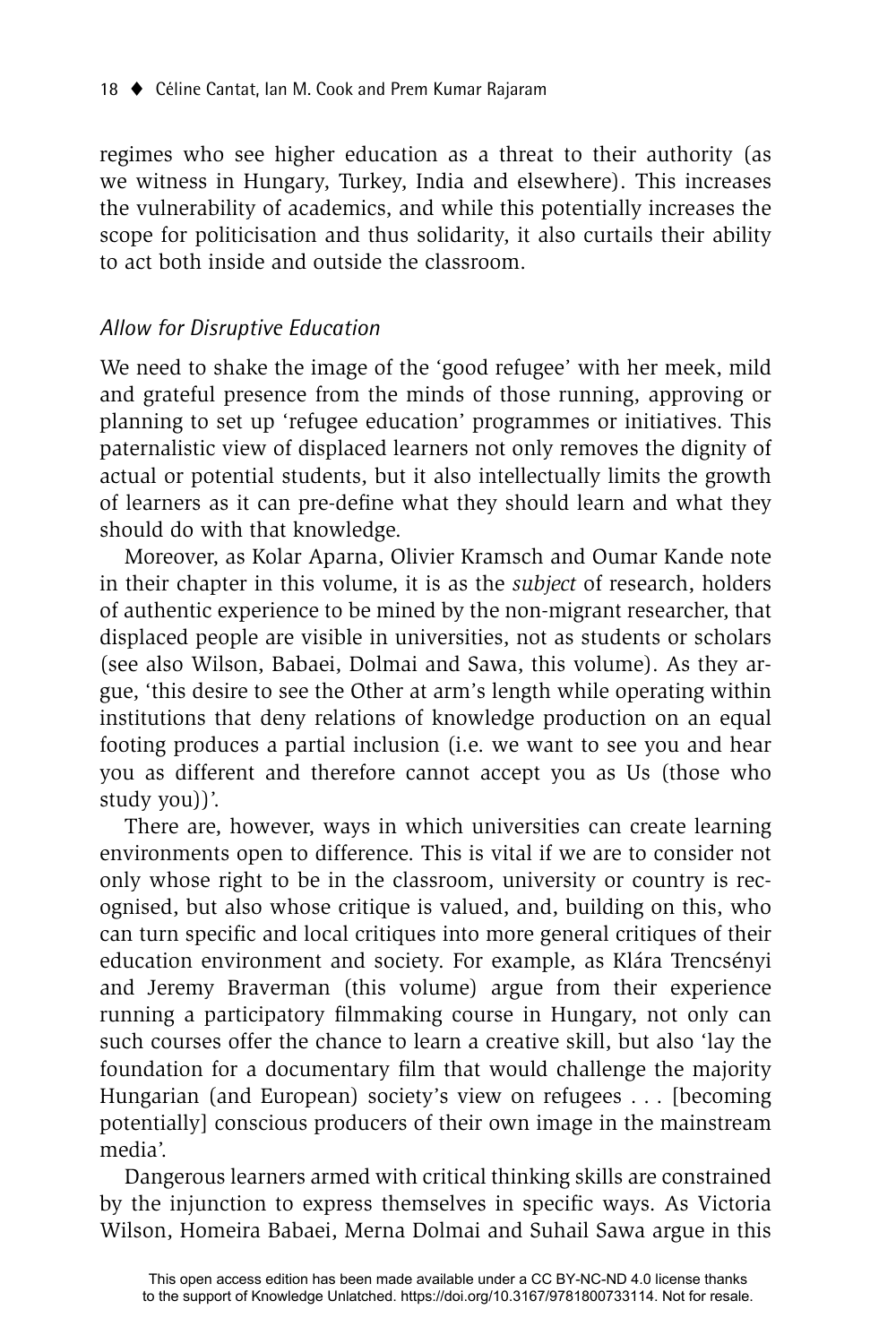regimes who see higher education as a threat to their authority (as we witness in Hungary, Turkey, India and elsewhere). This increases the vulnerability of academics, and while this potentially increases the scope for politicisation and thus solidarity, it also curtails their ability to act both inside and outside the classroom.

### *Allow for Disruptive Education*

We need to shake the image of the 'good refugee' with her meek, mild and grateful presence from the minds of those running, approving or planning to set up 'refugee education' programmes or initiatives. This paternalistic view of displaced learners not only removes the dignity of actual or potential students, but it also intellectually limits the growth of learners as it can pre-define what they should learn and what they should do with that knowledge.

Moreover, as Kolar Aparna, Olivier Kramsch and Oumar Kande note in their chapter in this volume, it is as the *subject* of research, holders of authentic experience to be mined by the non-migrant researcher, that displaced people are visible in universities, not as students or scholars (see also Wilson, Babaei, Dolmai and Sawa, this volume). As they argue, 'this desire to see the Other at arm's length while operating within institutions that deny relations of knowledge production on an equal footing produces a partial inclusion (i.e. we want to see you and hear you as different and therefore cannot accept you as Us (those who study you))'.

There are, however, ways in which universities can create learning environments open to difference. This is vital if we are to consider not only whose right to be in the classroom, university or country is recognised, but also whose critique is valued, and, building on this, who can turn specific and local critiques into more general critiques of their education environment and society. For example, as Klára Trencsényi and Jeremy Braverman (this volume) argue from their experience running a participatory filmmaking course in Hungary, not only can such courses offer the chance to learn a creative skill, but also 'lay the foundation for a documentary film that would challenge the majority Hungarian (and European) society's view on refugees . . . [becoming potentially] conscious producers of their own image in the mainstream media'.

Dangerous learners armed with critical thinking skills are constrained by the injunction to express themselves in specific ways. As Victoria Wilson, Homeira Babaei, Merna Dolmai and Suhail Sawa argue in this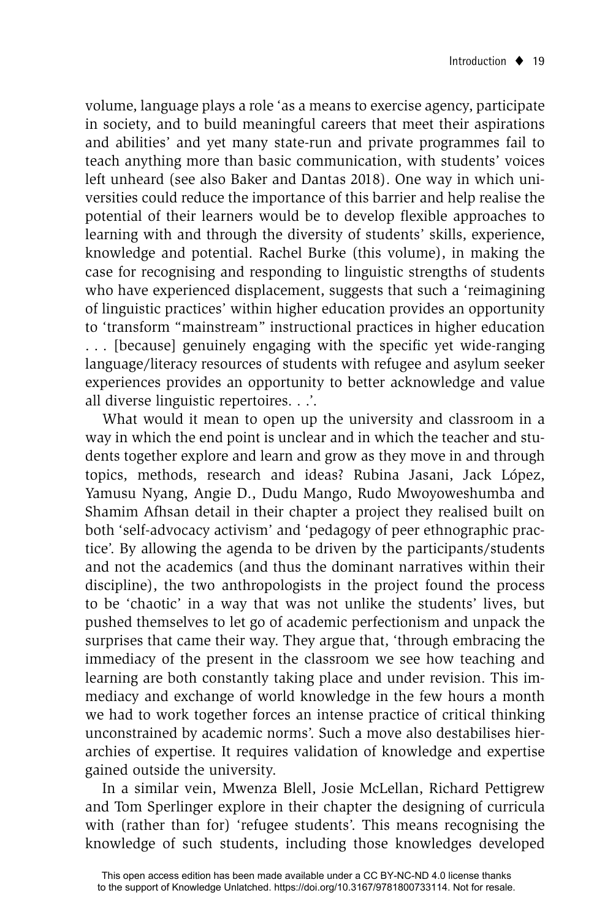volume, language plays a role 'as a means to exercise agency, participate in society, and to build meaningful careers that meet their aspirations and abilities' and yet many state-run and private programmes fail to teach anything more than basic communication, with students' voices left unheard (see also Baker and Dantas 2018). One way in which universities could reduce the importance of this barrier and help realise the potential of their learners would be to develop flexible approaches to learning with and through the diversity of students' skills, experience, knowledge and potential. Rachel Burke (this volume), in making the case for recognising and responding to linguistic strengths of students who have experienced displacement, suggests that such a 'reimagining of linguistic practices' within higher education provides an opportunity to 'transform "mainstream" instructional practices in higher education . . . [because] genuinely engaging with the specific yet wide-ranging language/literacy resources of students with refugee and asylum seeker experiences provides an opportunity to better acknowledge and value all diverse linguistic repertoires. . .'.

What would it mean to open up the university and classroom in a way in which the end point is unclear and in which the teacher and students together explore and learn and grow as they move in and through topics, methods, research and ideas? Rubina Jasani, Jack López, Yamusu Nyang, Angie D., Dudu Mango, Rudo Mwoyoweshumba and Shamim Afhsan detail in their chapter a project they realised built on both 'self-advocacy activism' and 'pedagogy of peer ethnographic practice'. By allowing the agenda to be driven by the participants/students and not the academics (and thus the dominant narratives within their discipline), the two anthropologists in the project found the process to be 'chaotic' in a way that was not unlike the students' lives, but pushed themselves to let go of academic perfectionism and unpack the surprises that came their way. They argue that, 'through embracing the immediacy of the present in the classroom we see how teaching and learning are both constantly taking place and under revision. This immediacy and exchange of world knowledge in the few hours a month we had to work together forces an intense practice of critical thinking unconstrained by academic norms'. Such a move also destabilises hierarchies of expertise. It requires validation of knowledge and expertise gained outside the university.

In a similar vein, Mwenza Blell, Josie McLellan, Richard Pettigrew and Tom Sperlinger explore in their chapter the designing of curricula with (rather than for) 'refugee students'. This means recognising the knowledge of such students, including those knowledges developed

This open access edition has been made available under a CC BY-NC-ND 4.0 license thanks to the support of Knowledge Unlatched. https://doi.org/10.3167/9781800733114. Not for resale.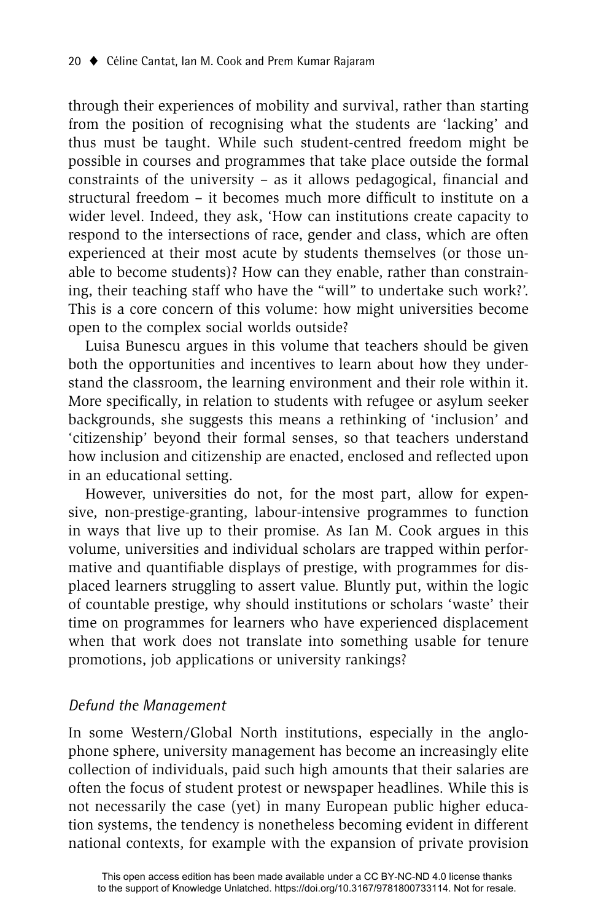through their experiences of mobility and survival, rather than starting from the position of recognising what the students are 'lacking' and thus must be taught. While such student-centred freedom might be possible in courses and programmes that take place outside the formal constraints of the university – as it allows pedagogical, financial and structural freedom – it becomes much more difficult to institute on a wider level. Indeed, they ask, 'How can institutions create capacity to respond to the intersections of race, gender and class, which are often experienced at their most acute by students themselves (or those unable to become students)? How can they enable, rather than constraining, their teaching staff who have the "will" to undertake such work?'. This is a core concern of this volume: how might universities become open to the complex social worlds outside?

Luisa Bunescu argues in this volume that teachers should be given both the opportunities and incentives to learn about how they understand the classroom, the learning environment and their role within it. More specifically, in relation to students with refugee or asylum seeker backgrounds, she suggests this means a rethinking of 'inclusion' and 'citizenship' beyond their formal senses, so that teachers understand how inclusion and citizenship are enacted, enclosed and reflected upon in an educational setting.

However, universities do not, for the most part, allow for expensive, non-prestige-granting, labour-intensive programmes to function in ways that live up to their promise. As Ian M. Cook argues in this volume, universities and individual scholars are trapped within performative and quantifiable displays of prestige, with programmes for displaced learners struggling to assert value. Bluntly put, within the logic of countable prestige, why should institutions or scholars 'waste' their time on programmes for learners who have experienced displacement when that work does not translate into something usable for tenure promotions, job applications or university rankings?

### *Defund the Management*

In some Western/Global North institutions, especially in the anglophone sphere, university management has become an increasingly elite collection of individuals, paid such high amounts that their salaries are often the focus of student protest or newspaper headlines. While this is not necessarily the case (yet) in many European public higher education systems, the tendency is nonetheless becoming evident in different national contexts, for example with the expansion of private provision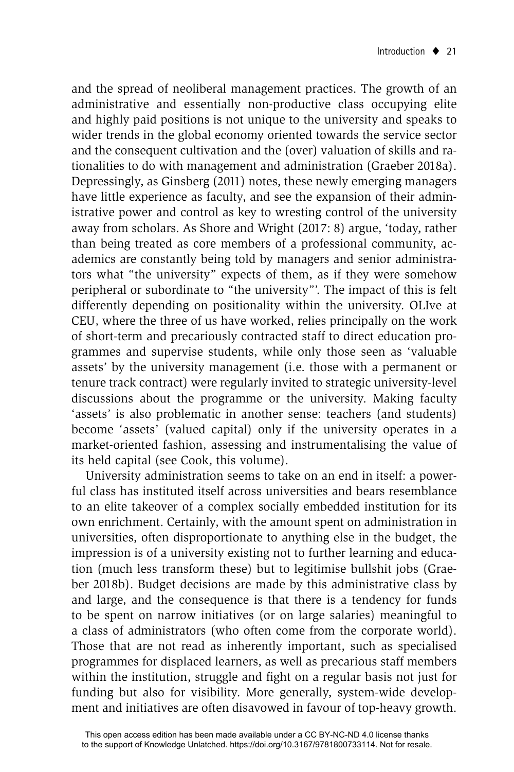and the spread of neoliberal management practices. The growth of an administrative and essentially non-productive class occupying elite and highly paid positions is not unique to the university and speaks to wider trends in the global economy oriented towards the service sector and the consequent cultivation and the (over) valuation of skills and rationalities to do with management and administration (Graeber 2018a). Depressingly, as Ginsberg (2011) notes, these newly emerging managers have little experience as faculty, and see the expansion of their administrative power and control as key to wresting control of the university away from scholars. As Shore and Wright (2017: 8) argue, 'today, rather than being treated as core members of a professional community, academics are constantly being told by managers and senior administrators what "the university" expects of them, as if they were somehow peripheral or subordinate to "the university"'. The impact of this is felt differently depending on positionality within the university. OLIve at CEU, where the three of us have worked, relies principally on the work of short-term and precariously contracted staff to direct education programmes and supervise students, while only those seen as 'valuable assets' by the university management (i.e. those with a permanent or tenure track contract) were regularly invited to strategic university-level discussions about the programme or the university. Making faculty 'assets' is also problematic in another sense: teachers (and students) become 'assets' (valued capital) only if the university operates in a market-oriented fashion, assessing and instrumentalising the value of its held capital (see Cook, this volume).

University administration seems to take on an end in itself: a powerful class has instituted itself across universities and bears resemblance to an elite takeover of a complex socially embedded institution for its own enrichment. Certainly, with the amount spent on administration in universities, often disproportionate to anything else in the budget, the impression is of a university existing not to further learning and education (much less transform these) but to legitimise bullshit jobs (Graeber 2018b). Budget decisions are made by this administrative class by and large, and the consequence is that there is a tendency for funds to be spent on narrow initiatives (or on large salaries) meaningful to a class of administrators (who often come from the corporate world). Those that are not read as inherently important, such as specialised programmes for displaced learners, as well as precarious staff members within the institution, struggle and fight on a regular basis not just for funding but also for visibility. More generally, system-wide development and initiatives are often disavowed in favour of top-heavy growth.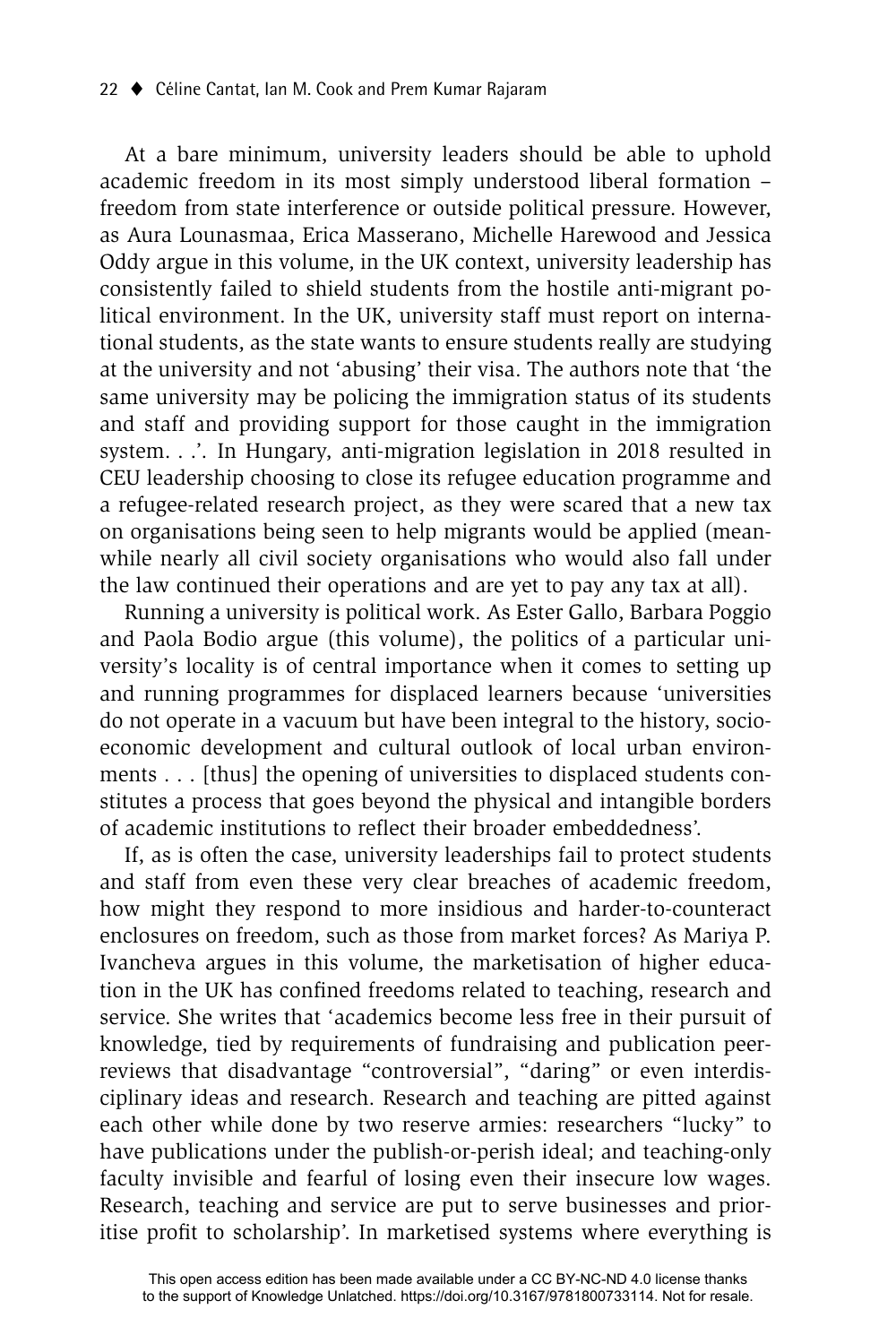At a bare minimum, university leaders should be able to uphold academic freedom in its most simply understood liberal formation – freedom from state interference or outside political pressure. However, as Aura Lounasmaa, Erica Masserano, Michelle Harewood and Jessica Oddy argue in this volume, in the UK context, university leadership has consistently failed to shield students from the hostile anti-migrant political environment. In the UK, university staff must report on international students, as the state wants to ensure students really are studying at the university and not 'abusing' their visa. The authors note that 'the same university may be policing the immigration status of its students and staff and providing support for those caught in the immigration system. . .'. In Hungary, anti-migration legislation in 2018 resulted in CEU leadership choosing to close its refugee education programme and a refugee-related research project, as they were scared that a new tax on organisations being seen to help migrants would be applied (meanwhile nearly all civil society organisations who would also fall under the law continued their operations and are yet to pay any tax at all).

Running a university is political work. As Ester Gallo, Barbara Poggio and Paola Bodio argue (this volume), the politics of a particular university's locality is of central importance when it comes to setting up and running programmes for displaced learners because 'universities do not operate in a vacuum but have been integral to the history, socioeconomic development and cultural outlook of local urban environments . . . [thus] the opening of universities to displaced students constitutes a process that goes beyond the physical and intangible borders of academic institutions to reflect their broader embeddedness'.

If, as is often the case, university leaderships fail to protect students and staff from even these very clear breaches of academic freedom, how might they respond to more insidious and harder-to-counteract enclosures on freedom, such as those from market forces? As Mariya P. Ivancheva argues in this volume, the marketisation of higher education in the UK has confined freedoms related to teaching, research and service. She writes that 'academics become less free in their pursuit of knowledge, tied by requirements of fundraising and publication peer-reviews that disadvantage "controversial", "daring" or even interdisciplinary ideas and research. Research and teaching are pitted against each other while done by two reserve armies: researchers "lucky" to have publications under the publish-or-perish ideal; and teaching-only faculty invisible and fearful of losing even their insecure low wages. Research, teaching and service are put to serve businesses and prioritise profit to scholarship'. In marketised systems where everything is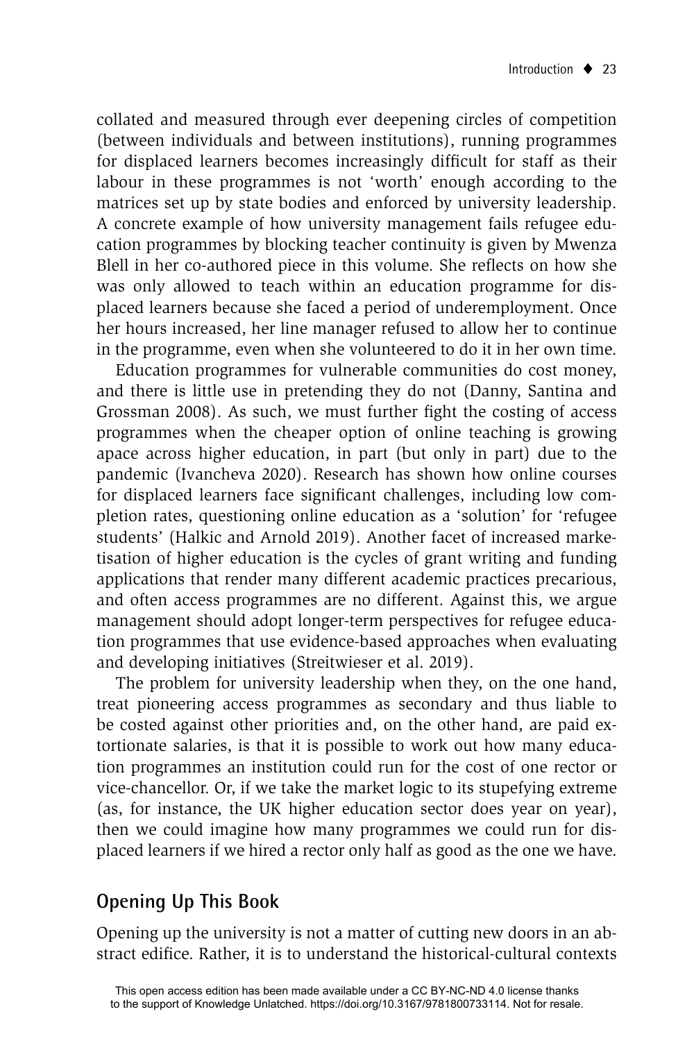collated and measured through ever deepening circles of competition (between individuals and between institutions), running programmes for displaced learners becomes increasingly difficult for staff as their labour in these programmes is not 'worth' enough according to the matrices set up by state bodies and enforced by university leadership. A concrete example of how university management fails refugee education programmes by blocking teacher continuity is given by Mwenza Blell in her co-authored piece in this volume. She reflects on how she was only allowed to teach within an education programme for displaced learners because she faced a period of underemployment. Once her hours increased, her line manager refused to allow her to continue in the programme, even when she volunteered to do it in her own time.

Education programmes for vulnerable communities do cost money, and there is little use in pretending they do not (Danny, Santina and Grossman 2008). As such, we must further fight the costing of access programmes when the cheaper option of online teaching is growing apace across higher education, in part (but only in part) due to the pandemic (Ivancheva 2020). Research has shown how online courses for displaced learners face significant challenges, including low completion rates, questioning online education as a 'solution' for 'refugee students' (Halkic and Arnold 2019). Another facet of increased marketisation of higher education is the cycles of grant writing and funding applications that render many different academic practices precarious, and often access programmes are no different. Against this, we argue management should adopt longer-term perspectives for refugee education programmes that use evidence-based approaches when evaluating and developing initiatives (Streitwieser et al. 2019).

The problem for university leadership when they, on the one hand, treat pioneering access programmes as secondary and thus liable to be costed against other priorities and, on the other hand, are paid extortionate salaries, is that it is possible to work out how many education programmes an institution could run for the cost of one rector or vice-chancellor. Or, if we take the market logic to its stupefying extreme (as, for instance, the UK higher education sector does year on year), then we could imagine how many programmes we could run for displaced learners if we hired a rector only half as good as the one we have.

## Opening Up This Book

Opening up the university is not a matter of cutting new doors in an abstract edifice. Rather, it is to understand the historical-cultural contexts

This open access edition has been made available under a CC BY-NC-ND 4.0 license thanks to the support of Knowledge Unlatched. https://doi.org/10.3167/9781800733114. Not for resale.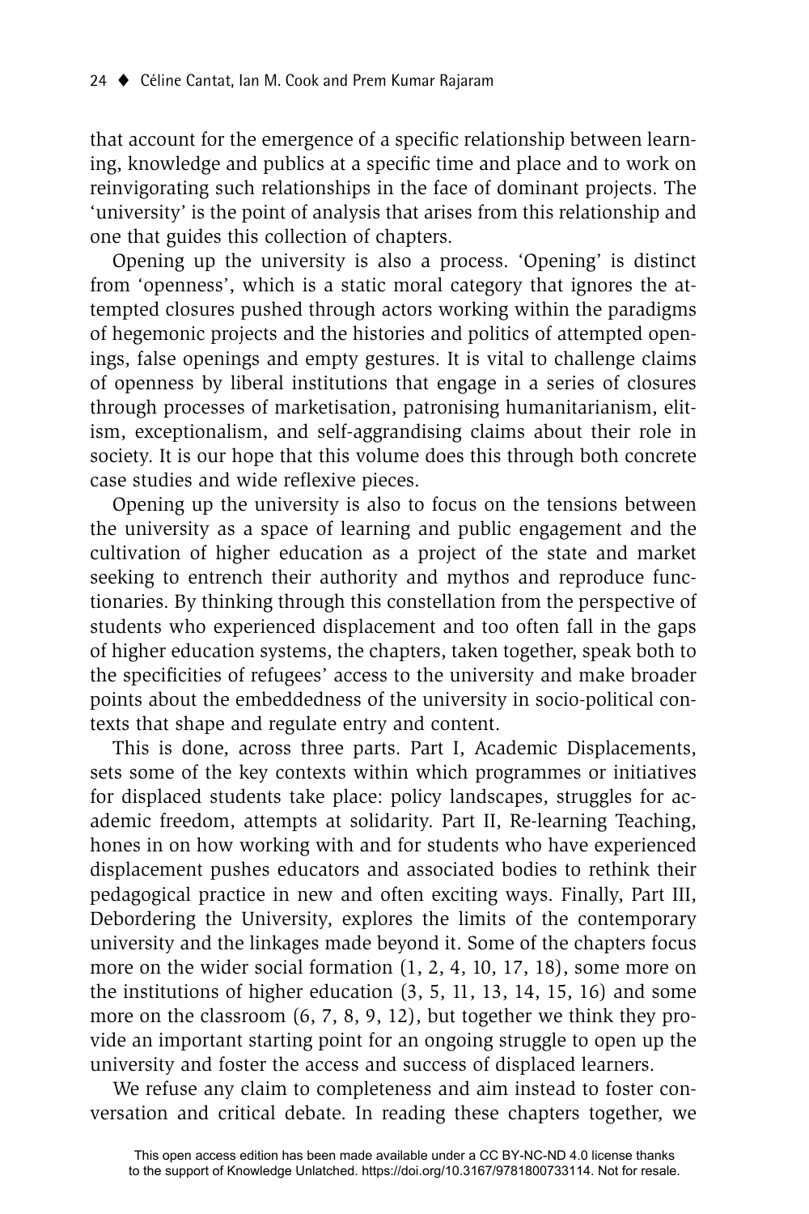that account for the emergence of a specific relationship between learning, knowledge and publics at a specific time and place and to work on reinvigorating such relationships in the face of dominant projects. The 'university' is the point of analysis that arises from this relationship and one that guides this collection of chapters.

Opening up the university is also a process. 'Opening' is distinct from 'openness', which is a static moral category that ignores the attempted closures pushed through actors working within the paradigms of hegemonic projects and the histories and politics of attempted openings, false openings and empty gestures. It is vital to challenge claims of openness by liberal institutions that engage in a series of closures through processes of marketisation, patronising humanitarianism, elitism, exceptionalism, and self-aggrandising claims about their role in society. It is our hope that this volume does this through both concrete case studies and wide reflexive pieces.

Opening up the university is also to focus on the tensions between the university as a space of learning and public engagement and the cultivation of higher education as a project of the state and market seeking to entrench their authority and mythos and reproduce functionaries. By thinking through this constellation from the perspective of students who experienced displacement and too often fall in the gaps of higher education systems, the chapters, taken together, speak both to the specificities of refugees' access to the university and make broader points about the embeddedness of the university in socio-political contexts that shape and regulate entry and content.

This is done, across three parts. Part I, Academic Displacements, sets some of the key contexts within which programmes or initiatives for displaced students take place: policy landscapes, struggles for academic freedom, attempts at solidarity. Part II, Re-learning Teaching, hones in on how working with and for students who have experienced displacement pushes educators and associated bodies to rethink their pedagogical practice in new and often exciting ways. Finally, Part III, Debordering the University, explores the limits of the contemporary university and the linkages made beyond it. Some of the chapters focus more on the wider social formation (1, 2, 4, 10, 17, 18), some more on the institutions of higher education (3, 5, 11, 13, 14, 15, 16) and some more on the classroom (6, 7, 8, 9, 12), but together we think they provide an important starting point for an ongoing struggle to open up the university and foster the access and success of displaced learners.

We refuse any claim to completeness and aim instead to foster conversation and critical debate. In reading these chapters together, we

This open access edition has been made available under a CC BY-NC-ND 4.0 license thanks to the support of Knowledge Unlatched. https://doi.org/10.3167/9781800733114. Not for resale.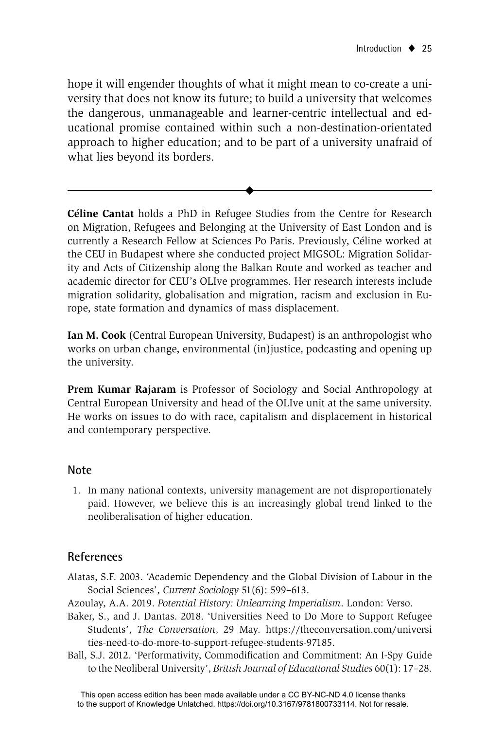hope it will engender thoughts of what it might mean to co-create a university that does not know its future; to build a university that welcomes the dangerous, unmanageable and learner-centric intellectual and educational promise contained within such a non-destination-orientated approach to higher education; and to be part of a university unafraid of what lies beyond its borders.

---

**Céline Cantat** holds a PhD in Refugee Studies from the Centre for Research on Migration, Refugees and Belonging at the University of East London and is currently a Research Fellow at Sciences Po Paris. Previously, Céline worked at the CEU in Budapest where she conducted project MIGSOL: Migration Solidarity and Acts of Citizenship along the Balkan Route and worked as teacher and academic director for CEU's OLIve programmes. Her research interests include migration solidarity, globalisation and migration, racism and exclusion in Europe, state formation and dynamics of mass displacement.

**Ian M. Cook** (Central European University, Budapest) is an anthropologist who works on urban change, environmental (in)justice, podcasting and opening up the university.

**Prem Kumar Rajaram** is Professor of Sociology and Social Anthropology at Central European University and head of the OLIve unit at the same university. He works on issues to do with race, capitalism and displacement in historical and contemporary perspective.

## Note

1. In many national contexts, university management are not disproportionately paid. However, we believe this is an increasingly global trend linked to the neoliberalisation of higher education.

## References

Alatas, S.F. 2003. 'Academic Dependency and the Global Division of Labour in the Social Sciences', *Current Sociology* 51(6): 599–613.

Azoulay, A.A. 2019. *Potential History: Unlearning Imperialism*. London: Verso.

Baker, S., and J. Dantas. 2018. 'Universities Need to Do More to Support Refugee Students', *The Conversation*, 29 May. https://theconversation.com/universities-need-to-do-more-to-support-refugee-students-97185.

Ball, S.J. 2012. 'Performativity, Commodification and Commitment: An I-Spy Guide to the Neoliberal University', *British Journal of Educational Studies* 60(1): 17–28.

This open access edition has been made available under a CC BY-NC-ND 4.0 license thanks to the support of Knowledge Unlatched. https://doi.org/10.3167/9781800733114. Not for resale.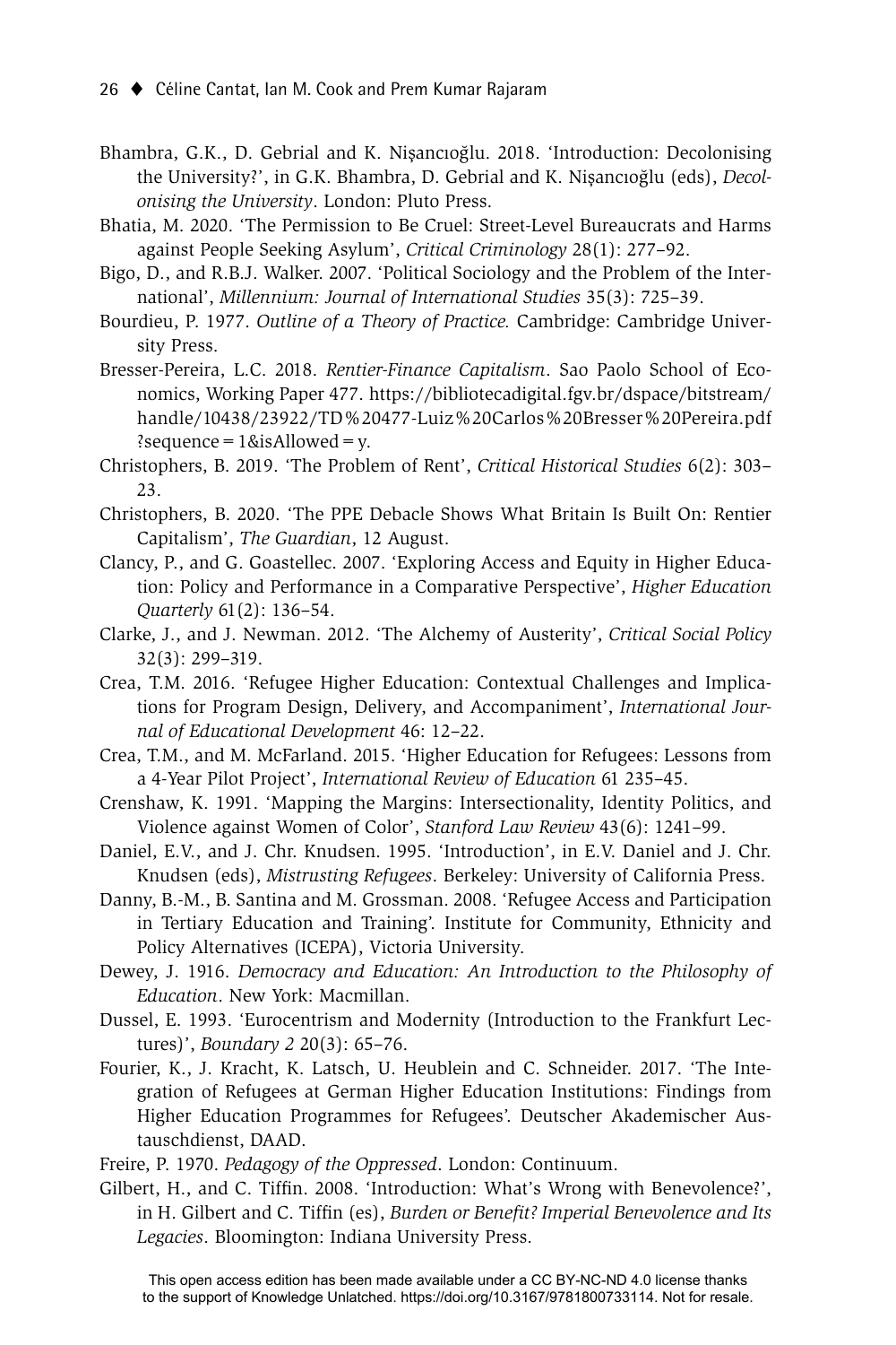Bhambra, G.K., D. Gebrial and K. Nişancıoğlu. 2018. 'Introduction: Decolonising the University?', in G.K. Bhambra, D. Gebrial and K. Nişancıoğlu (eds), *Decolonising the University*. London: Pluto Press.

Bhatia, M. 2020. 'The Permission to Be Cruel: Street-Level Bureaucrats and Harms against People Seeking Asylum', *Critical Criminology* 28(1): 277–92.

Bigo, D., and R.B.J. Walker. 2007. 'Political Sociology and the Problem of the International', *Millennium: Journal of International Studies* 35(3): 725–39.

Bourdieu, P. 1977. *Outline of a Theory of Practice.* Cambridge: Cambridge University Press.

Bresser-Pereira, L.C. 2018. *Rentier-Finance Capitalism*. Sao Paolo School of Economics, Working Paper 477. https://bibliotecadigital.fgv.br/dspace/bitstream/handle/10438/23922/TD%20477-Luiz%20Carlos%20Bresser%20Pereira.pdf?sequence=1&isAllowed=y.

Christophers, B. 2019. 'The Problem of Rent', *Critical Historical Studies* 6(2): 303–23.

Christophers, B. 2020. 'The PPE Debacle Shows What Britain Is Built On: Rentier Capitalism', *The Guardian*, 12 August.

Clancy, P., and G. Goastellec. 2007. 'Exploring Access and Equity in Higher Education: Policy and Performance in a Comparative Perspective', *Higher Education Quarterly* 61(2): 136–54.

Clarke, J., and J. Newman. 2012. 'The Alchemy of Austerity', *Critical Social Policy* 32(3): 299–319.

Crea, T.M. 2016. 'Refugee Higher Education: Contextual Challenges and Implications for Program Design, Delivery, and Accompaniment', *International Journal of Educational Development* 46: 12–22.

Crea, T.M., and M. McFarland. 2015. 'Higher Education for Refugees: Lessons from a 4-Year Pilot Project', *International Review of Education* 61 235–45.

Crenshaw, K. 1991. 'Mapping the Margins: Intersectionality, Identity Politics, and Violence against Women of Color', *Stanford Law Review* 43(6): 1241–99.

Daniel, E.V., and J. Chr. Knudsen. 1995. 'Introduction', in E.V. Daniel and J. Chr. Knudsen (eds), *Mistrusting Refugees*. Berkeley: University of California Press.

Danny, B.-M., B. Santina and M. Grossman. 2008. 'Refugee Access and Participation in Tertiary Education and Training'. Institute for Community, Ethnicity and Policy Alternatives (ICEPA), Victoria University.

Dewey, J. 1916. *Democracy and Education: An Introduction to the Philosophy of Education*. New York: Macmillan.

Dussel, E. 1993. 'Eurocentrism and Modernity (Introduction to the Frankfurt Lectures)', *Boundary 2* 20(3): 65–76.

Fourier, K., J. Kracht, K. Latsch, U. Heublein and C. Schneider. 2017. 'The Integration of Refugees at German Higher Education Institutions: Findings from Higher Education Programmes for Refugees'. Deutscher Akademischer Austauschdienst, DAAD.

Freire, P. 1970. *Pedagogy of the Oppressed*. London: Continuum.

Gilbert, H., and C. Tiffin. 2008. 'Introduction: What's Wrong with Benevolence?', in H. Gilbert and C. Tiffin (es), *Burden or Benefit? Imperial Benevolence and Its Legacies*. Bloomington: Indiana University Press.

This open access edition has been made available under a CC BY-NC-ND 4.0 license thanks to the support of Knowledge Unlatched. https://doi.org/10.3167/9781800733114. Not for resale.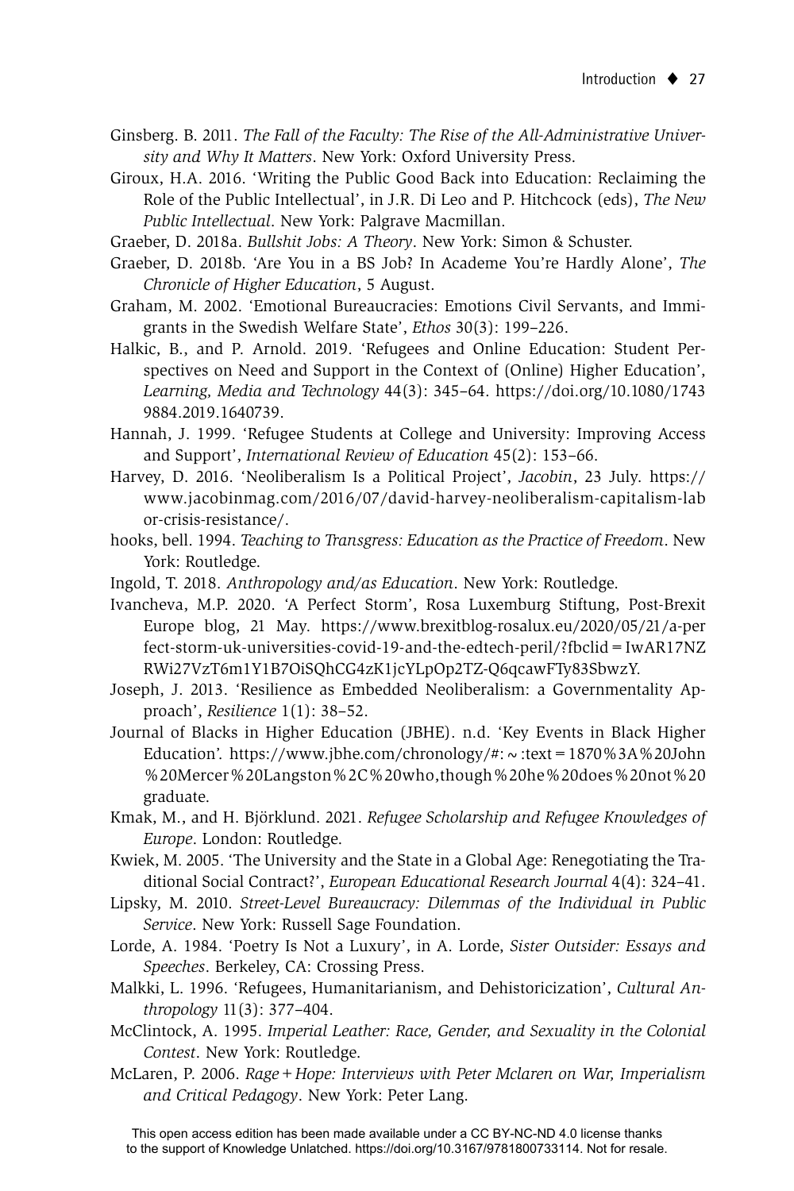Ginsberg. B. 2011. *The Fall of the Faculty: The Rise of the All-Administrative University and Why It Matters*. New York: Oxford University Press.

Giroux, H.A. 2016. 'Writing the Public Good Back into Education: Reclaiming the Role of the Public Intellectual', in J.R. Di Leo and P. Hitchcock (eds), *The New Public Intellectual*. New York: Palgrave Macmillan.

Graeber, D. 2018a. *Bullshit Jobs: A Theory*. New York: Simon & Schuster.

Graeber, D. 2018b. 'Are You in a BS Job? In Academe You're Hardly Alone', *The Chronicle of Higher Education*, 5 August.

Graham, M. 2002. 'Emotional Bureaucracies: Emotions Civil Servants, and Immigrants in the Swedish Welfare State', *Ethos* 30(3): 199–226.

Halkic, B., and P. Arnold. 2019. 'Refugees and Online Education: Student Perspectives on Need and Support in the Context of (Online) Higher Education', *Learning, Media and Technology* 44(3): 345–64. https://doi.org/10.1080/17439884.2019.1640739.

Hannah, J. 1999. 'Refugee Students at College and University: Improving Access and Support', *International Review of Education* 45(2): 153–66.

Harvey, D. 2016. 'Neoliberalism Is a Political Project', *Jacobin*, 23 July. https://www.jacobinmag.com/2016/07/david-harvey-neoliberalism-capitalism-labor-crisis-resistance/.

hooks, bell. 1994. *Teaching to Transgress: Education as the Practice of Freedom*. New York: Routledge.

Ingold, T. 2018. *Anthropology and/as Education*. New York: Routledge.

Ivancheva, M.P. 2020. 'A Perfect Storm', Rosa Luxemburg Stiftung, Post-Brexit Europe blog, 21 May. https://www.brexitblog-rosalux.eu/2020/05/21/a-perfect-storm-uk-universities-covid-19-and-the-edtech-peril/?fbclid=IwAR17NZRWi27VzT6m1Y1B7OiSQhCG4zK1jcYLpOp2TZ-Q6qcawFTy83SbwzY.

Joseph, J. 2013. 'Resilience as Embedded Neoliberalism: a Governmentality Approach', *Resilience* 1(1): 38–52.

Journal of Blacks in Higher Education (JBHE). n.d. 'Key Events in Black Higher Education'. https://www.jbhe.com/chronology/#:~:text=1870%3A%20John%20Mercer%20Langston%2C%20who,though%20he%20does%20not%20graduate.

Kmak, M., and H. Björklund. 2021. *Refugee Scholarship and Refugee Knowledges of Europe*. London: Routledge.

Kwiek, M. 2005. 'The University and the State in a Global Age: Renegotiating the Traditional Social Contract?', *European Educational Research Journal* 4(4): 324–41.

Lipsky, M. 2010. *Street-Level Bureaucracy: Dilemmas of the Individual in Public Service*. New York: Russell Sage Foundation.

Lorde, A. 1984. 'Poetry Is Not a Luxury', in A. Lorde, *Sister Outsider: Essays and Speeches*. Berkeley, CA: Crossing Press.

Malkki, L. 1996. 'Refugees, Humanitarianism, and Dehistoricization', *Cultural Anthropology* 11(3): 377–404.

McClintock, A. 1995. *Imperial Leather: Race, Gender, and Sexuality in the Colonial Contest*. New York: Routledge.

McLaren, P. 2006. *Rage + Hope: Interviews with Peter Mclaren on War, Imperialism and Critical Pedagogy*. New York: Peter Lang.

This open access edition has been made available under a CC BY-NC-ND 4.0 license thanks to the support of Knowledge Unlatched. https://doi.org/10.3167/9781800733114. Not for resale.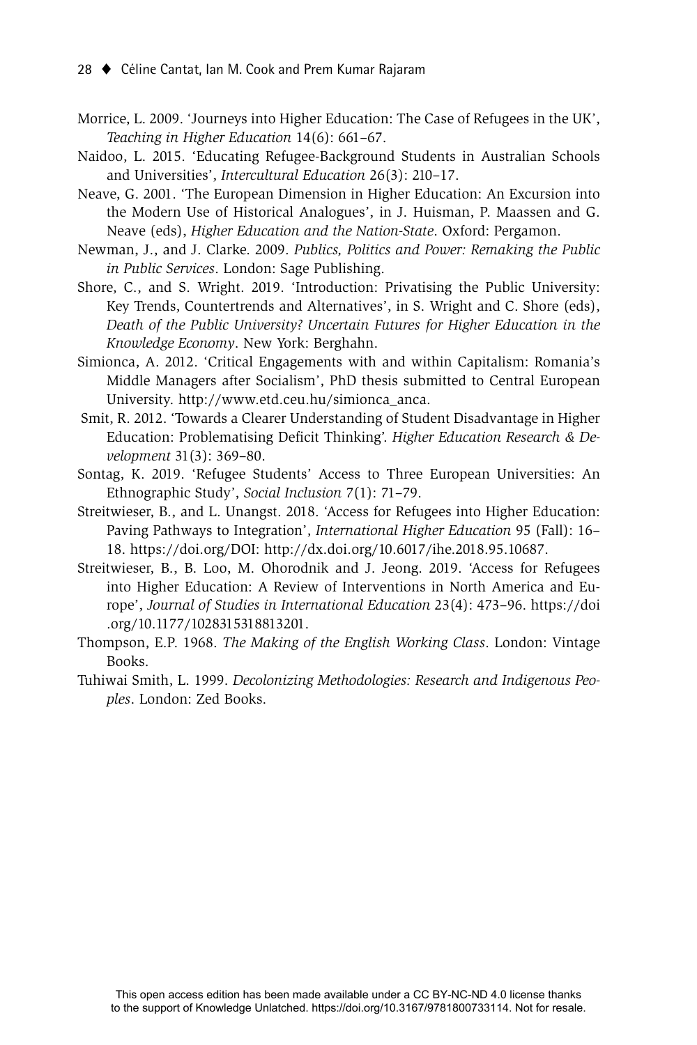Morrice, L. 2009. 'Journeys into Higher Education: The Case of Refugees in the UK', *Teaching in Higher Education* 14(6): 661–67.

Naidoo, L. 2015. 'Educating Refugee-Background Students in Australian Schools and Universities', *Intercultural Education* 26(3): 210–17.

Neave, G. 2001. 'The European Dimension in Higher Education: An Excursion into the Modern Use of Historical Analogues', in J. Huisman, P. Maassen and G. Neave (eds), *Higher Education and the Nation-State*. Oxford: Pergamon.

Newman, J., and J. Clarke. 2009. *Publics, Politics and Power: Remaking the Public in Public Services*. London: Sage Publishing.

Shore, C., and S. Wright. 2019. 'Introduction: Privatising the Public University: Key Trends, Countertrends and Alternatives', in S. Wright and C. Shore (eds), *Death of the Public University? Uncertain Futures for Higher Education in the Knowledge Economy*. New York: Berghahn.

Simionca, A. 2012. 'Critical Engagements with and within Capitalism: Romania's Middle Managers after Socialism', PhD thesis submitted to Central European University. http://www.etd.ceu.hu/simionca_anca.

Smit, R. 2012. 'Towards a Clearer Understanding of Student Disadvantage in Higher Education: Problematising Deficit Thinking'. *Higher Education Research & Development* 31(3): 369–80.

Sontag, K. 2019. 'Refugee Students' Access to Three European Universities: An Ethnographic Study', *Social Inclusion* 7(1): 71–79.

Streitwieser, B., and L. Unangst. 2018. 'Access for Refugees into Higher Education: Paving Pathways to Integration', *International Higher Education* 95 (Fall): 16–18. https://doi.org/DOI: http://dx.doi.org/10.6017/ihe.2018.95.10687.

Streitwieser, B., B. Loo, M. Ohorodnik and J. Jeong. 2019. 'Access for Refugees into Higher Education: A Review of Interventions in North America and Europe', *Journal of Studies in International Education* 23(4): 473–96. https://doi.org/10.1177/1028315318813201.

Thompson, E.P. 1968. *The Making of the English Working Class*. London: Vintage Books.

Tuhiwai Smith, L. 1999. *Decolonizing Methodologies: Research and Indigenous Peoples*. London: Zed Books.